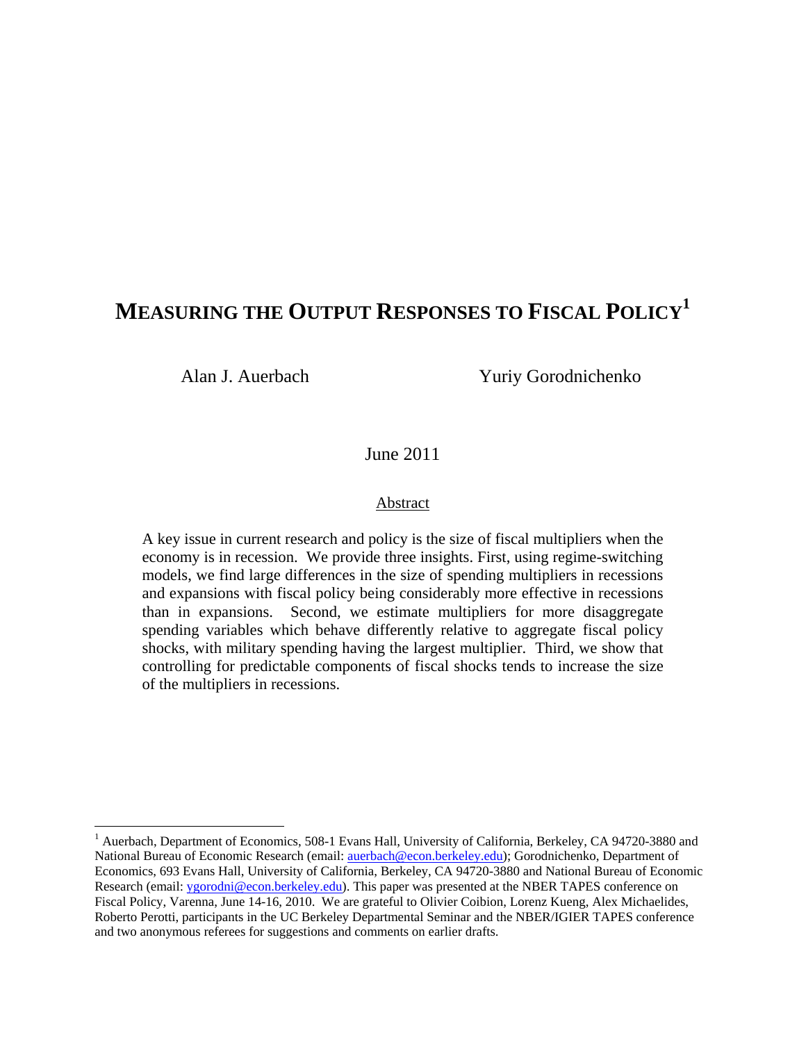# MEASURING THE OUTPUT RESPONSES TO FISCAL POLICY[1]

Alan J. Auerbach Yuriy Gorodnichenko

June 2011

Abstract

A key issue in current research and policy is the size of fiscal multipliers when the economy is in recession. We provide three insights. First, using regime-switching models, we find large differences in the size of spending multipliers in recessions and expansions with fiscal policy being considerably more effective in recessions than in expansions. Second, we estimate multipliers for more disaggregate spending variables which behave differently relative to aggregate fiscal policy shocks, with military spending having the largest multiplier. Third, we show that controlling for predictable components of fiscal shocks tends to increase the size of the multipliers in recessions.

---

[1] Auerbach, Department of Economics, 508-1 Evans Hall, University of California, Berkeley, CA 94720-3880 and National Bureau of Economic Research (email: auerbach@econ.berkeley.edu); Gorodnichenko, Department of Economics, 693 Evans Hall, University of California, Berkeley, CA 94720-3880 and National Bureau of Economic Research (email: ygorodni@econ.berkeley.edu). This paper was presented at the NBER TAPES conference on Fiscal Policy, Varenna, June 14-16, 2010. We are grateful to Olivier Coibion, Lorenz Kueng, Alex Michaelides, Roberto Perotti, participants in the UC Berkeley Departmental Seminar and the NBER/IGIER TAPES conference and two anonymous referees for suggestions and comments on earlier drafts.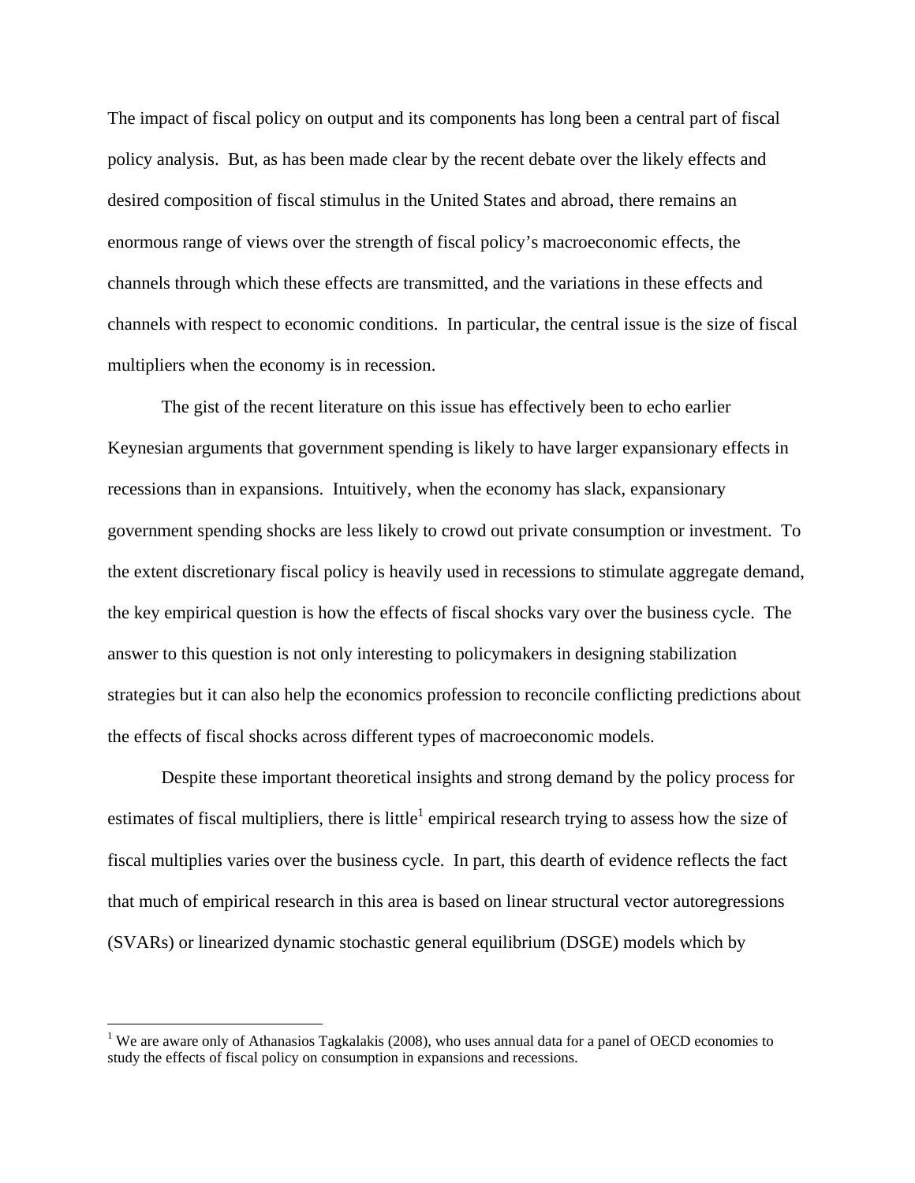The impact of fiscal policy on output and its components has long been a central part of fiscal policy analysis. But, as has been made clear by the recent debate over the likely effects and desired composition of fiscal stimulus in the United States and abroad, there remains an enormous range of views over the strength of fiscal policy's macroeconomic effects, the channels through which these effects are transmitted, and the variations in these effects and channels with respect to economic conditions. In particular, the central issue is the size of fiscal multipliers when the economy is in recession.

The gist of the recent literature on this issue has effectively been to echo earlier Keynesian arguments that government spending is likely to have larger expansionary effects in recessions than in expansions. Intuitively, when the economy has slack, expansionary government spending shocks are less likely to crowd out private consumption or investment. To the extent discretionary fiscal policy is heavily used in recessions to stimulate aggregate demand, the key empirical question is how the effects of fiscal shocks vary over the business cycle. The answer to this question is not only interesting to policymakers in designing stabilization strategies but it can also help the economics profession to reconcile conflicting predictions about the effects of fiscal shocks across different types of macroeconomic models.

Despite these important theoretical insights and strong demand by the policy process for estimates of fiscal multipliers, there is little[1] empirical research trying to assess how the size of fiscal multiplies varies over the business cycle. In part, this dearth of evidence reflects the fact that much of empirical research in this area is based on linear structural vector autoregressions (SVARs) or linearized dynamic stochastic general equilibrium (DSGE) models which by

[1] We are aware only of Athanasios Tagkalakis (2008), who uses annual data for a panel of OECD economies to study the effects of fiscal policy on consumption in expansions and recessions.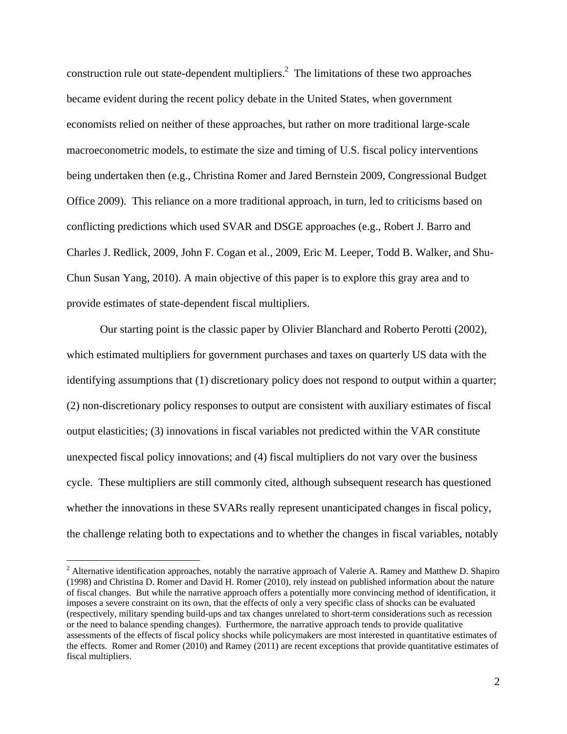construction rule out state-dependent multipliers.[2] The limitations of these two approaches became evident during the recent policy debate in the United States, when government economists relied on neither of these approaches, but rather on more traditional large-scale macroeconometric models, to estimate the size and timing of U.S. fiscal policy interventions being undertaken then (e.g., Christina Romer and Jared Bernstein 2009, Congressional Budget Office 2009). This reliance on a more traditional approach, in turn, led to criticisms based on conflicting predictions which used SVAR and DSGE approaches (e.g., Robert J. Barro and Charles J. Redlick, 2009, John F. Cogan et al., 2009, Eric M. Leeper, Todd B. Walker, and Shu-Chun Susan Yang, 2010). A main objective of this paper is to explore this gray area and to provide estimates of state-dependent fiscal multipliers.

Our starting point is the classic paper by Olivier Blanchard and Roberto Perotti (2002), which estimated multipliers for government purchases and taxes on quarterly US data with the identifying assumptions that (1) discretionary policy does not respond to output within a quarter; (2) non-discretionary policy responses to output are consistent with auxiliary estimates of fiscal output elasticities; (3) innovations in fiscal variables not predicted within the VAR constitute unexpected fiscal policy innovations; and (4) fiscal multipliers do not vary over the business cycle. These multipliers are still commonly cited, although subsequent research has questioned whether the innovations in these SVARs really represent unanticipated changes in fiscal policy, the challenge relating both to expectations and to whether the changes in fiscal variables, notably

[2] Alternative identification approaches, notably the narrative approach of Valerie A. Ramey and Matthew D. Shapiro (1998) and Christina D. Romer and David H. Romer (2010), rely instead on published information about the nature of fiscal changes. But while the narrative approach offers a potentially more convincing method of identification, it imposes a severe constraint on its own, that the effects of only a very specific class of shocks can be evaluated (respectively, military spending build-ups and tax changes unrelated to short-term considerations such as recession or the need to balance spending changes). Furthermore, the narrative approach tends to provide qualitative assessments of the effects of fiscal policy shocks while policymakers are most interested in quantitative estimates of the effects. Romer and Romer (2010) and Ramey (2011) are recent exceptions that provide quantitative estimates of fiscal multipliers.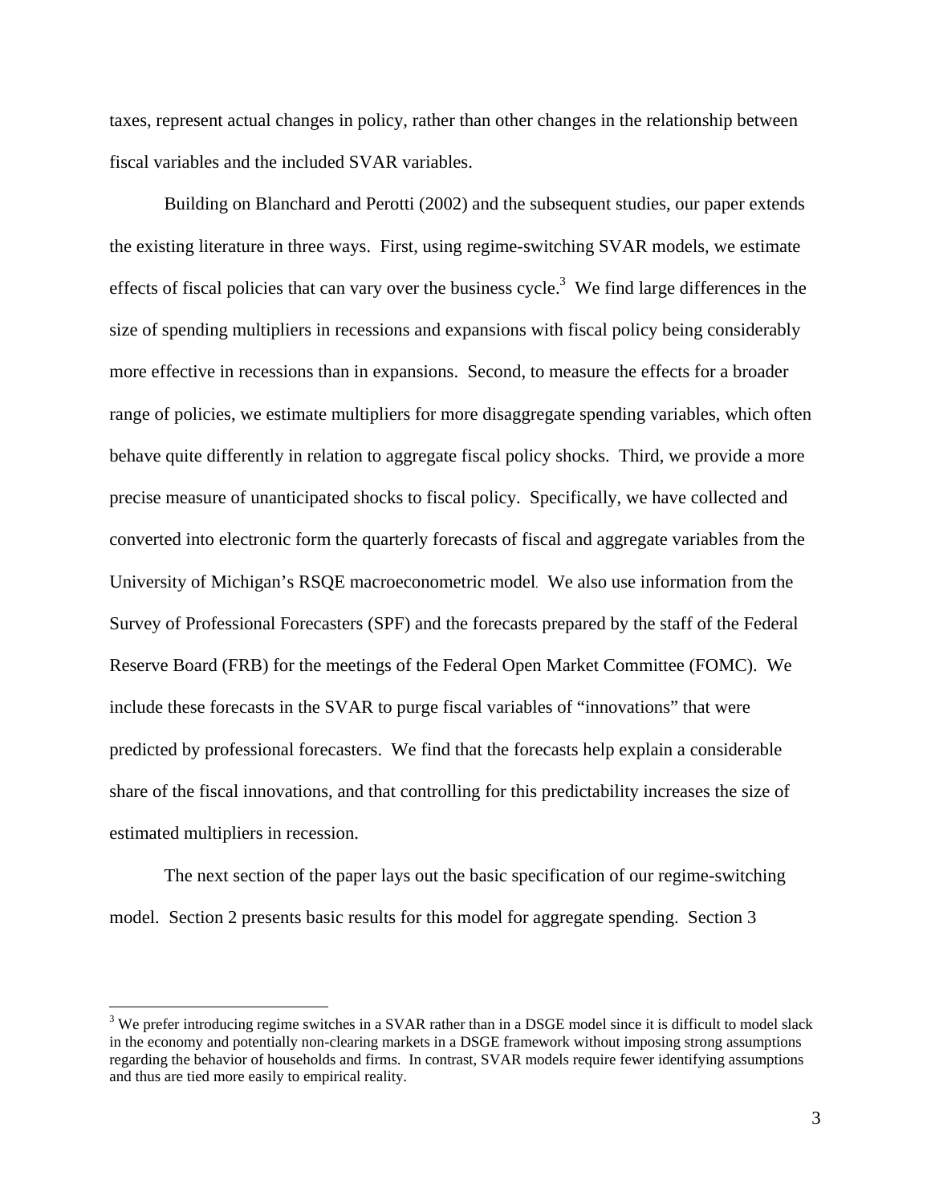taxes, represent actual changes in policy, rather than other changes in the relationship between fiscal variables and the included SVAR variables.

Building on Blanchard and Perotti (2002) and the subsequent studies, our paper extends the existing literature in three ways. First, using regime-switching SVAR models, we estimate effects of fiscal policies that can vary over the business cycle.[3] We find large differences in the size of spending multipliers in recessions and expansions with fiscal policy being considerably more effective in recessions than in expansions. Second, to measure the effects for a broader range of policies, we estimate multipliers for more disaggregate spending variables, which often behave quite differently in relation to aggregate fiscal policy shocks. Third, we provide a more precise measure of unanticipated shocks to fiscal policy. Specifically, we have collected and converted into electronic form the quarterly forecasts of fiscal and aggregate variables from the University of Michigan's RSQE macroeconometric model. We also use information from the Survey of Professional Forecasters (SPF) and the forecasts prepared by the staff of the Federal Reserve Board (FRB) for the meetings of the Federal Open Market Committee (FOMC). We include these forecasts in the SVAR to purge fiscal variables of "innovations" that were predicted by professional forecasters. We find that the forecasts help explain a considerable share of the fiscal innovations, and that controlling for this predictability increases the size of estimated multipliers in recession.

The next section of the paper lays out the basic specification of our regime-switching model. Section 2 presents basic results for this model for aggregate spending. Section 3

[3] We prefer introducing regime switches in a SVAR rather than in a DSGE model since it is difficult to model slack in the economy and potentially non-clearing markets in a DSGE framework without imposing strong assumptions regarding the behavior of households and firms. In contrast, SVAR models require fewer identifying assumptions and thus are tied more easily to empirical reality.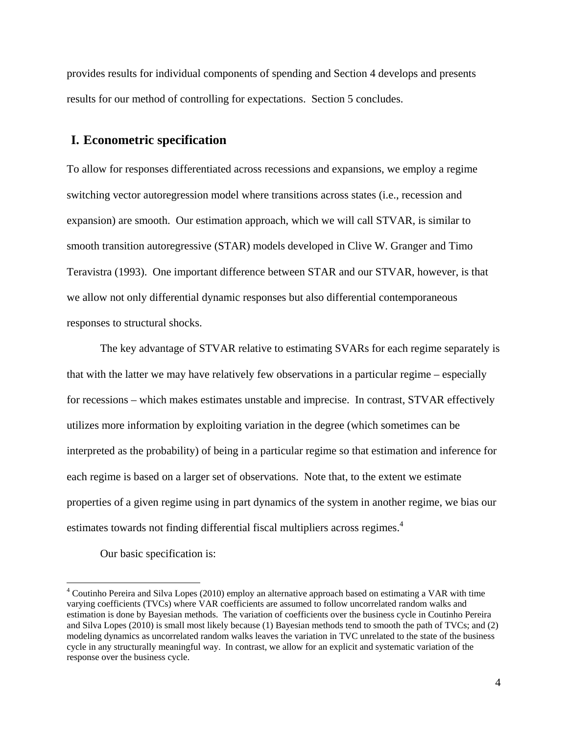provides results for individual components of spending and Section 4 develops and presents results for our method of controlling for expectations. Section 5 concludes.

## I. Econometric specification

To allow for responses differentiated across recessions and expansions, we employ a regime switching vector autoregression model where transitions across states (i.e., recession and expansion) are smooth. Our estimation approach, which we will call STVAR, is similar to smooth transition autoregressive (STAR) models developed in Clive W. Granger and Timo Teravistra (1993). One important difference between STAR and our STVAR, however, is that we allow not only differential dynamic responses but also differential contemporaneous responses to structural shocks.

The key advantage of STVAR relative to estimating SVARs for each regime separately is that with the latter we may have relatively few observations in a particular regime – especially for recessions – which makes estimates unstable and imprecise. In contrast, STVAR effectively utilizes more information by exploiting variation in the degree (which sometimes can be interpreted as the probability) of being in a particular regime so that estimation and inference for each regime is based on a larger set of observations. Note that, to the extent we estimate properties of a given regime using in part dynamics of the system in another regime, we bias our estimates towards not finding differential fiscal multipliers across regimes.[4]

Our basic specification is:

[4] Coutinho Pereira and Silva Lopes (2010) employ an alternative approach based on estimating a VAR with time varying coefficients (TVCs) where VAR coefficients are assumed to follow uncorrelated random walks and estimation is done by Bayesian methods. The variation of coefficients over the business cycle in Coutinho Pereira and Silva Lopes (2010) is small most likely because (1) Bayesian methods tend to smooth the path of TVCs; and (2) modeling dynamics as uncorrelated random walks leaves the variation in TVC unrelated to the state of the business cycle in any structurally meaningful way. In contrast, we allow for an explicit and systematic variation of the response over the business cycle.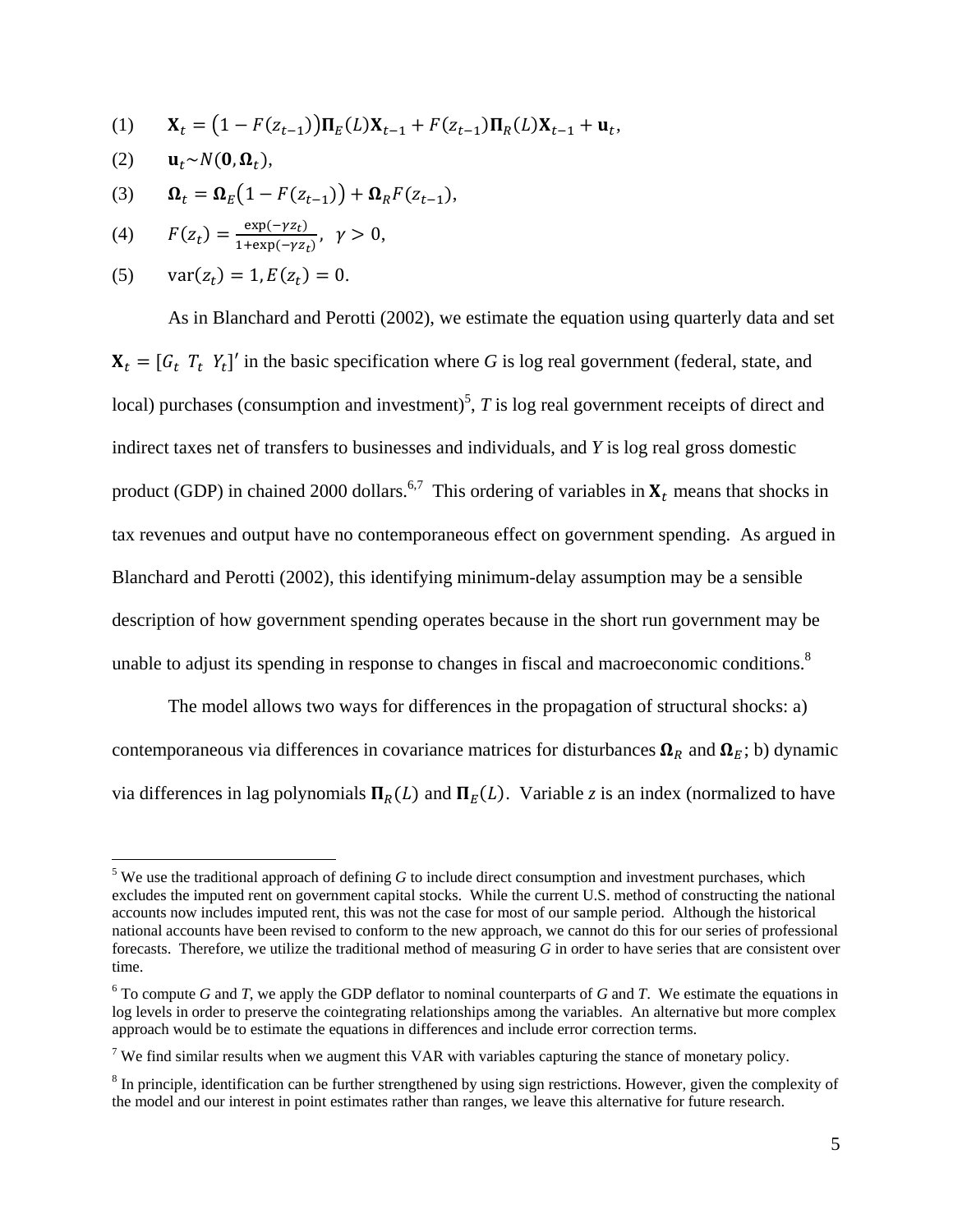$$(1) \qquad \mathbf{X}_t = \left(1 - F(z_{t-1})\right)\mathbf{\Pi}_E(L)\mathbf{X}_{t-1} + F(z_{t-1})\mathbf{\Pi}_R(L)\mathbf{X}_{t-1} + \mathbf{u}_t,$$

$$(2) \qquad \mathbf{u}_t \sim N(\mathbf{0}, \mathbf{\Omega}_t),$$

$$(3) \qquad \mathbf{\Omega}_t = \mathbf{\Omega}_E\left(1 - F(z_{t-1})\right) + \mathbf{\Omega}_R F(z_{t-1}),$$

$$(4) \qquad F(z_t) = \frac{\exp(-\gamma z_t)}{1 + \exp(-\gamma z_t)}, \;\; \gamma > 0,$$

$$(5) \qquad \text{var}(z_t) = 1, E(z_t) = 0.$$

As in Blanchard and Perotti (2002), we estimate the equation using quarterly data and set $\mathbf{X}_t = [G_t \;\; T_t \;\; Y_t]'$ in the basic specification where *G* is log real government (federal, state, and local) purchases (consumption and investment)[5], *T* is log real government receipts of direct and indirect taxes net of transfers to businesses and individuals, and *Y* is log real gross domestic product (GDP) in chained 2000 dollars.[6,7] This ordering of variables in $\mathbf{X}_t$ means that shocks in tax revenues and output have no contemporaneous effect on government spending. As argued in Blanchard and Perotti (2002), this identifying minimum-delay assumption may be a sensible description of how government spending operates because in the short run government may be unable to adjust its spending in response to changes in fiscal and macroeconomic conditions.[8]

The model allows two ways for differences in the propagation of structural shocks: a) contemporaneous via differences in covariance matrices for disturbances $\mathbf{\Omega}_R$ and $\mathbf{\Omega}_E$; b) dynamic via differences in lag polynomials $\mathbf{\Pi}_R(L)$ and $\mathbf{\Pi}_E(L)$. Variable *z* is an index (normalized to have

---

[5] We use the traditional approach of defining *G* to include direct consumption and investment purchases, which excludes the imputed rent on government capital stocks. While the current U.S. method of constructing the national accounts now includes imputed rent, this was not the case for most of our sample period. Although the historical national accounts have been revised to conform to the new approach, we cannot do this for our series of professional forecasts. Therefore, we utilize the traditional method of measuring *G* in order to have series that are consistent over time.

[6] To compute *G* and *T*, we apply the GDP deflator to nominal counterparts of *G* and *T*. We estimate the equations in log levels in order to preserve the cointegrating relationships among the variables. An alternative but more complex approach would be to estimate the equations in differences and include error correction terms.

[7] We find similar results when we augment this VAR with variables capturing the stance of monetary policy.

[8] In principle, identification can be further strengthened by using sign restrictions. However, given the complexity of the model and our interest in point estimates rather than ranges, we leave this alternative for future research.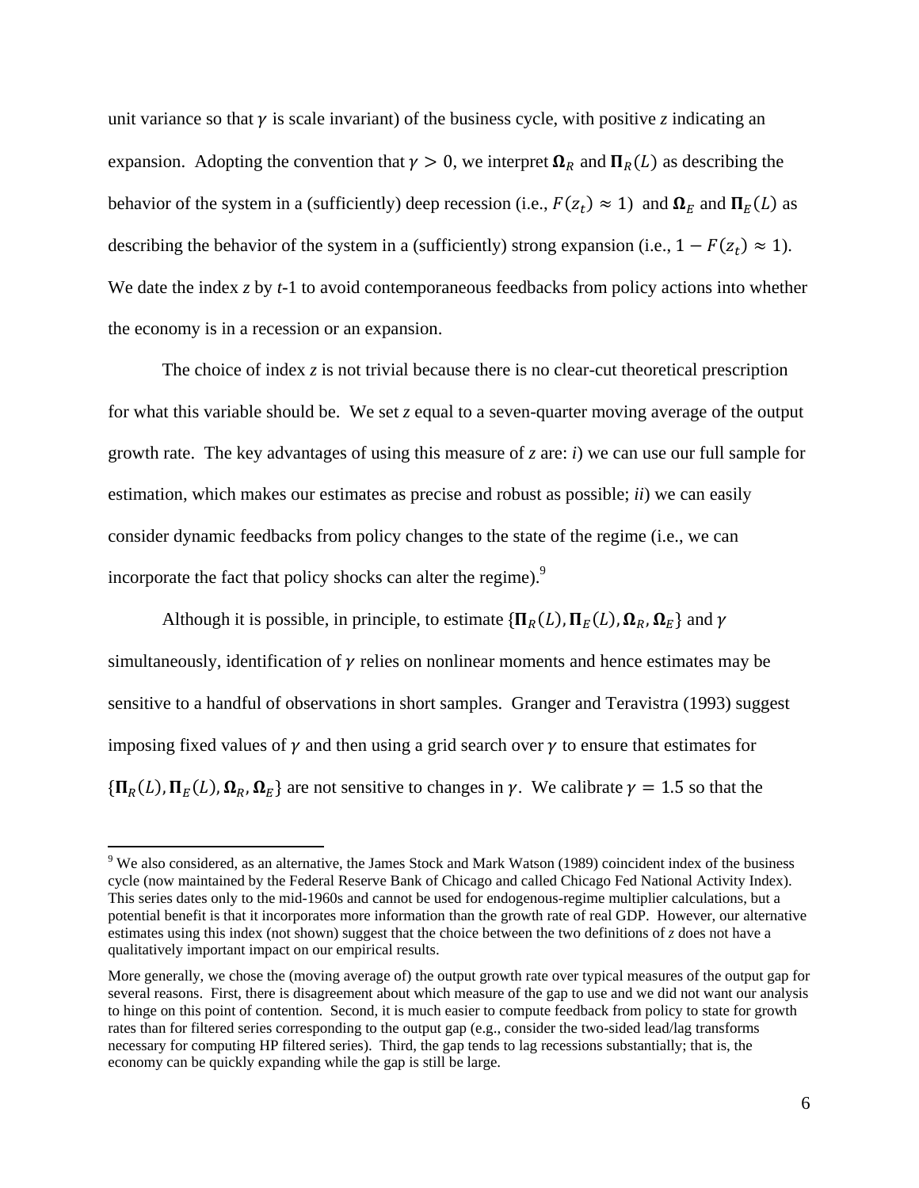unit variance so that $\gamma$ is scale invariant) of the business cycle, with positive *z* indicating an expansion. Adopting the convention that $\gamma > 0$, we interpret $\mathbf{\Omega}_R$ and $\mathbf{\Pi}_R(L)$ as describing the behavior of the system in a (sufficiently) deep recession (i.e., $F(z_t) \approx 1$) and $\mathbf{\Omega}_E$ and $\mathbf{\Pi}_E(L)$ as describing the behavior of the system in a (sufficiently) strong expansion (i.e., $1 - F(z_t) \approx 1$). We date the index *z* by *t*-1 to avoid contemporaneous feedbacks from policy actions into whether the economy is in a recession or an expansion.

The choice of index *z* is not trivial because there is no clear-cut theoretical prescription for what this variable should be. We set *z* equal to a seven-quarter moving average of the output growth rate. The key advantages of using this measure of *z* are: *i*) we can use our full sample for estimation, which makes our estimates as precise and robust as possible; *ii*) we can easily consider dynamic feedbacks from policy changes to the state of the regime (i.e., we can incorporate the fact that policy shocks can alter the regime).[9]

Although it is possible, in principle, to estimate $\{\mathbf{\Pi}_R(L), \mathbf{\Pi}_E(L), \mathbf{\Omega}_R, \mathbf{\Omega}_E\}$ and $\gamma$ simultaneously, identification of $\gamma$ relies on nonlinear moments and hence estimates may be sensitive to a handful of observations in short samples. Granger and Teravistra (1993) suggest imposing fixed values of $\gamma$ and then using a grid search over $\gamma$ to ensure that estimates for $\{\mathbf{\Pi}_R(L), \mathbf{\Pi}_E(L), \mathbf{\Omega}_R, \mathbf{\Omega}_E\}$ are not sensitive to changes in $\gamma$. We calibrate $\gamma = 1.5$ so that the

---

[9] We also considered, as an alternative, the James Stock and Mark Watson (1989) coincident index of the business cycle (now maintained by the Federal Reserve Bank of Chicago and called Chicago Fed National Activity Index). This series dates only to the mid-1960s and cannot be used for endogenous-regime multiplier calculations, but a potential benefit is that it incorporates more information than the growth rate of real GDP. However, our alternative estimates using this index (not shown) suggest that the choice between the two definitions of *z* does not have a qualitatively important impact on our empirical results.

More generally, we chose the (moving average of) the output growth rate over typical measures of the output gap for several reasons. First, there is disagreement about which measure of the gap to use and we did not want our analysis to hinge on this point of contention. Second, it is much easier to compute feedback from policy to state for growth rates than for filtered series corresponding to the output gap (e.g., consider the two-sided lead/lag transforms necessary for computing HP filtered series). Third, the gap tends to lag recessions substantially; that is, the economy can be quickly expanding while the gap is still be large.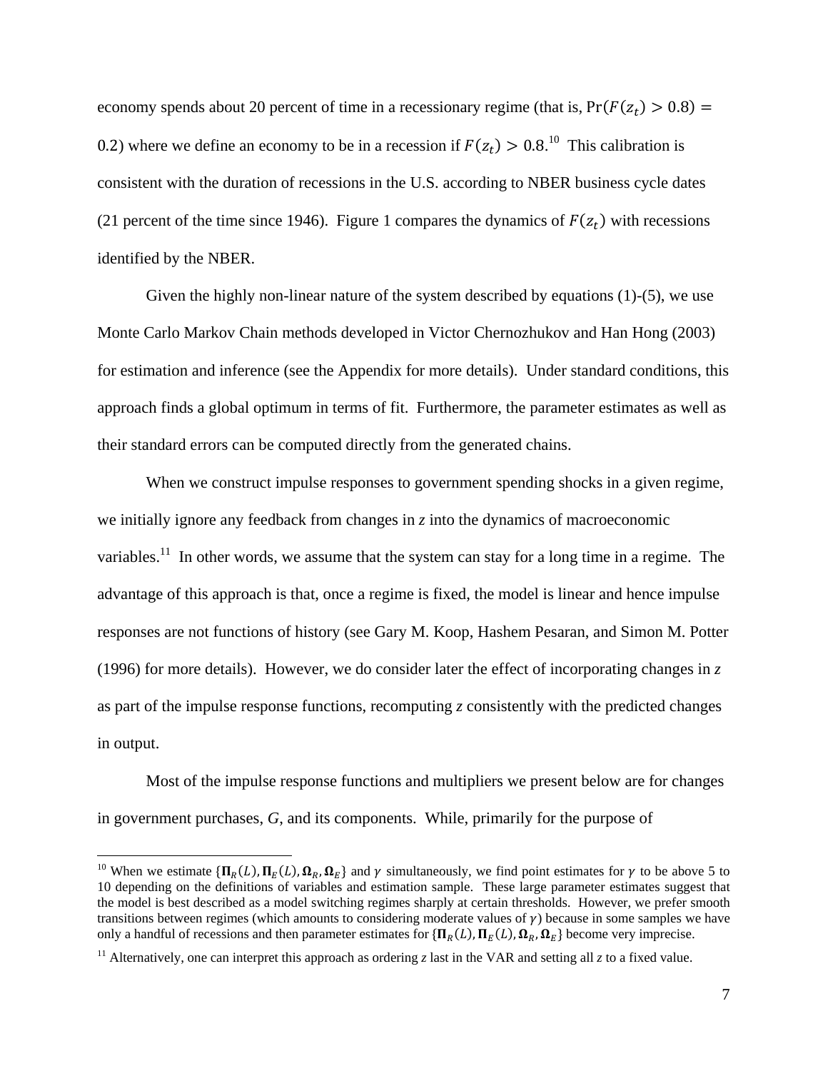economy spends about 20 percent of time in a recessionary regime (that is, $\Pr(F(z_t) > 0.8) = 0.2$) where we define an economy to be in a recession if $F(z_t) > 0.8$.[10] This calibration is consistent with the duration of recessions in the U.S. according to NBER business cycle dates (21 percent of the time since 1946). Figure 1 compares the dynamics of $F(z_t)$ with recessions identified by the NBER.

Given the highly non-linear nature of the system described by equations (1)-(5), we use Monte Carlo Markov Chain methods developed in Victor Chernozhukov and Han Hong (2003) for estimation and inference (see the Appendix for more details). Under standard conditions, this approach finds a global optimum in terms of fit. Furthermore, the parameter estimates as well as their standard errors can be computed directly from the generated chains.

When we construct impulse responses to government spending shocks in a given regime, we initially ignore any feedback from changes in *z* into the dynamics of macroeconomic variables.[11] In other words, we assume that the system can stay for a long time in a regime. The advantage of this approach is that, once a regime is fixed, the model is linear and hence impulse responses are not functions of history (see Gary M. Koop, Hashem Pesaran, and Simon M. Potter (1996) for more details). However, we do consider later the effect of incorporating changes in *z* as part of the impulse response functions, recomputing *z* consistently with the predicted changes in output.

Most of the impulse response functions and multipliers we present below are for changes in government purchases, *G*, and its components. While, primarily for the purpose of

---

[10] When we estimate $\{\mathbf{\Pi}_R(L), \mathbf{\Pi}_E(L), \mathbf{\Omega}_R, \mathbf{\Omega}_E\}$ and $\gamma$ simultaneously, we find point estimates for $\gamma$ to be above 5 to 10 depending on the definitions of variables and estimation sample. These large parameter estimates suggest that the model is best described as a model switching regimes sharply at certain thresholds. However, we prefer smooth transitions between regimes (which amounts to considering moderate values of $\gamma$) because in some samples we have only a handful of recessions and then parameter estimates for $\{\mathbf{\Pi}_R(L), \mathbf{\Pi}_E(L), \mathbf{\Omega}_R, \mathbf{\Omega}_E\}$ become very imprecise.

[11] Alternatively, one can interpret this approach as ordering *z* last in the VAR and setting all *z* to a fixed value.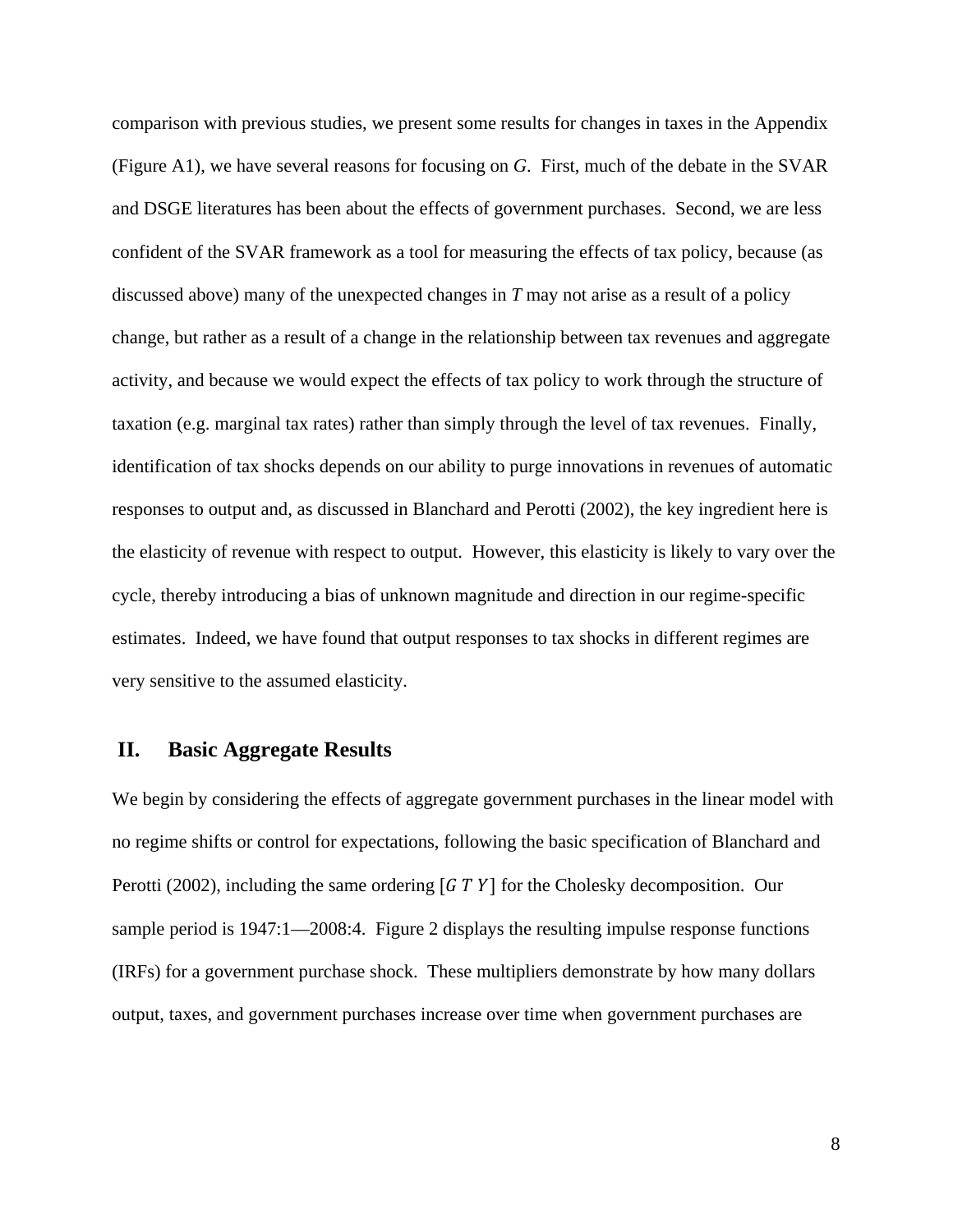comparison with previous studies, we present some results for changes in taxes in the Appendix (Figure A1), we have several reasons for focusing on *G*. First, much of the debate in the SVAR and DSGE literatures has been about the effects of government purchases. Second, we are less confident of the SVAR framework as a tool for measuring the effects of tax policy, because (as discussed above) many of the unexpected changes in *T* may not arise as a result of a policy change, but rather as a result of a change in the relationship between tax revenues and aggregate activity, and because we would expect the effects of tax policy to work through the structure of taxation (e.g. marginal tax rates) rather than simply through the level of tax revenues. Finally, identification of tax shocks depends on our ability to purge innovations in revenues of automatic responses to output and, as discussed in Blanchard and Perotti (2002), the key ingredient here is the elasticity of revenue with respect to output. However, this elasticity is likely to vary over the cycle, thereby introducing a bias of unknown magnitude and direction in our regime-specific estimates. Indeed, we have found that output responses to tax shocks in different regimes are very sensitive to the assumed elasticity.

## II. Basic Aggregate Results

We begin by considering the effects of aggregate government purchases in the linear model with no regime shifts or control for expectations, following the basic specification of Blanchard and Perotti (2002), including the same ordering $[G\ T\ Y]$ for the Cholesky decomposition. Our sample period is 1947:1—2008:4. Figure 2 displays the resulting impulse response functions (IRFs) for a government purchase shock. These multipliers demonstrate by how many dollars output, taxes, and government purchases increase over time when government purchases are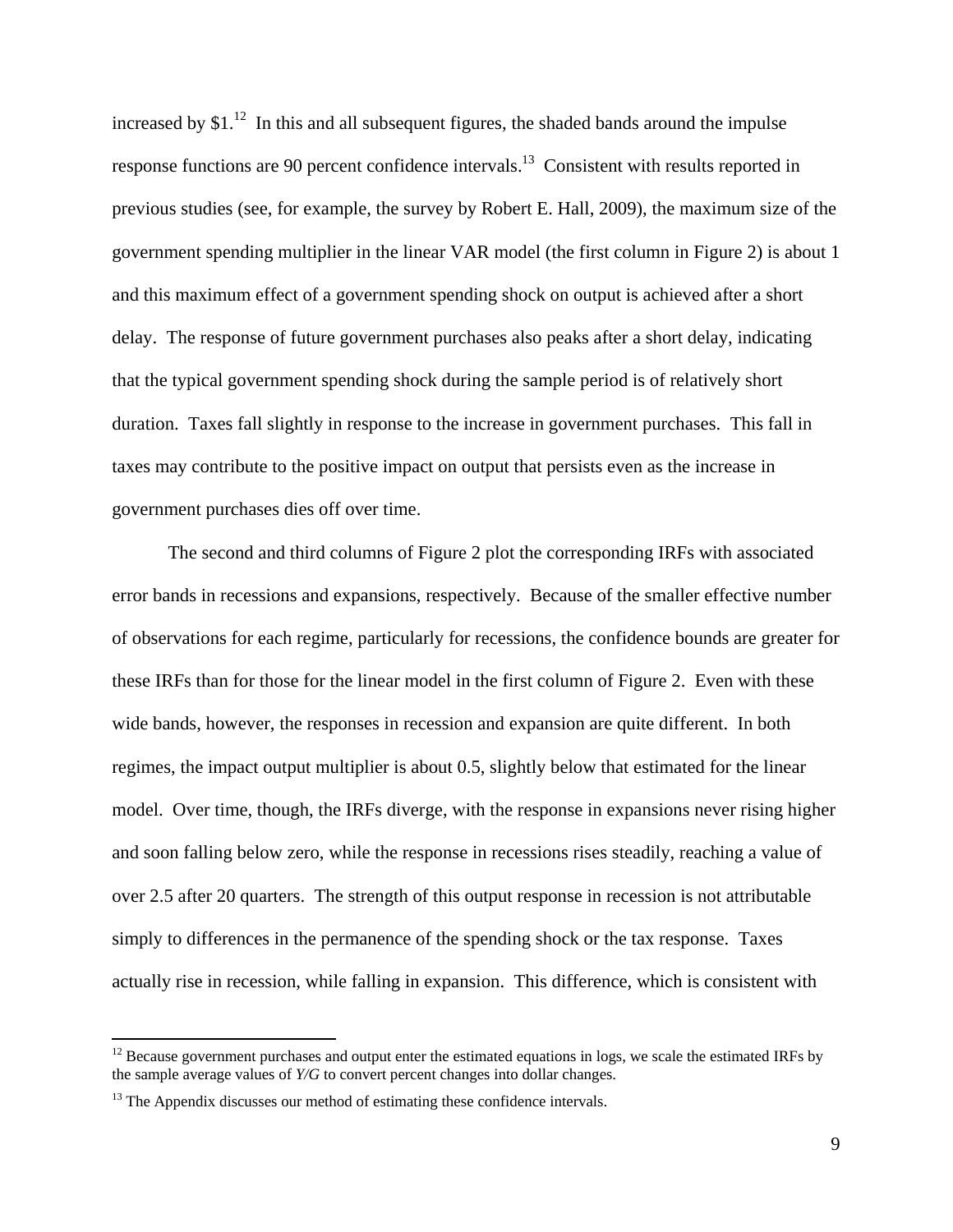increased by $1.[12] In this and all subsequent figures, the shaded bands around the impulse response functions are 90 percent confidence intervals.[13] Consistent with results reported in previous studies (see, for example, the survey by Robert E. Hall, 2009), the maximum size of the government spending multiplier in the linear VAR model (the first column in Figure 2) is about 1 and this maximum effect of a government spending shock on output is achieved after a short delay. The response of future government purchases also peaks after a short delay, indicating that the typical government spending shock during the sample period is of relatively short duration. Taxes fall slightly in response to the increase in government purchases. This fall in taxes may contribute to the positive impact on output that persists even as the increase in government purchases dies off over time.

The second and third columns of Figure 2 plot the corresponding IRFs with associated error bands in recessions and expansions, respectively. Because of the smaller effective number of observations for each regime, particularly for recessions, the confidence bounds are greater for these IRFs than for those for the linear model in the first column of Figure 2. Even with these wide bands, however, the responses in recession and expansion are quite different. In both regimes, the impact output multiplier is about 0.5, slightly below that estimated for the linear model. Over time, though, the IRFs diverge, with the response in expansions never rising higher and soon falling below zero, while the response in recessions rises steadily, reaching a value of over 2.5 after 20 quarters. The strength of this output response in recession is not attributable simply to differences in the permanence of the spending shock or the tax response. Taxes actually rise in recession, while falling in expansion. This difference, which is consistent with

[12] Because government purchases and output enter the estimated equations in logs, we scale the estimated IRFs by the sample average values of *Y/G* to convert percent changes into dollar changes.

[13] The Appendix discusses our method of estimating these confidence intervals.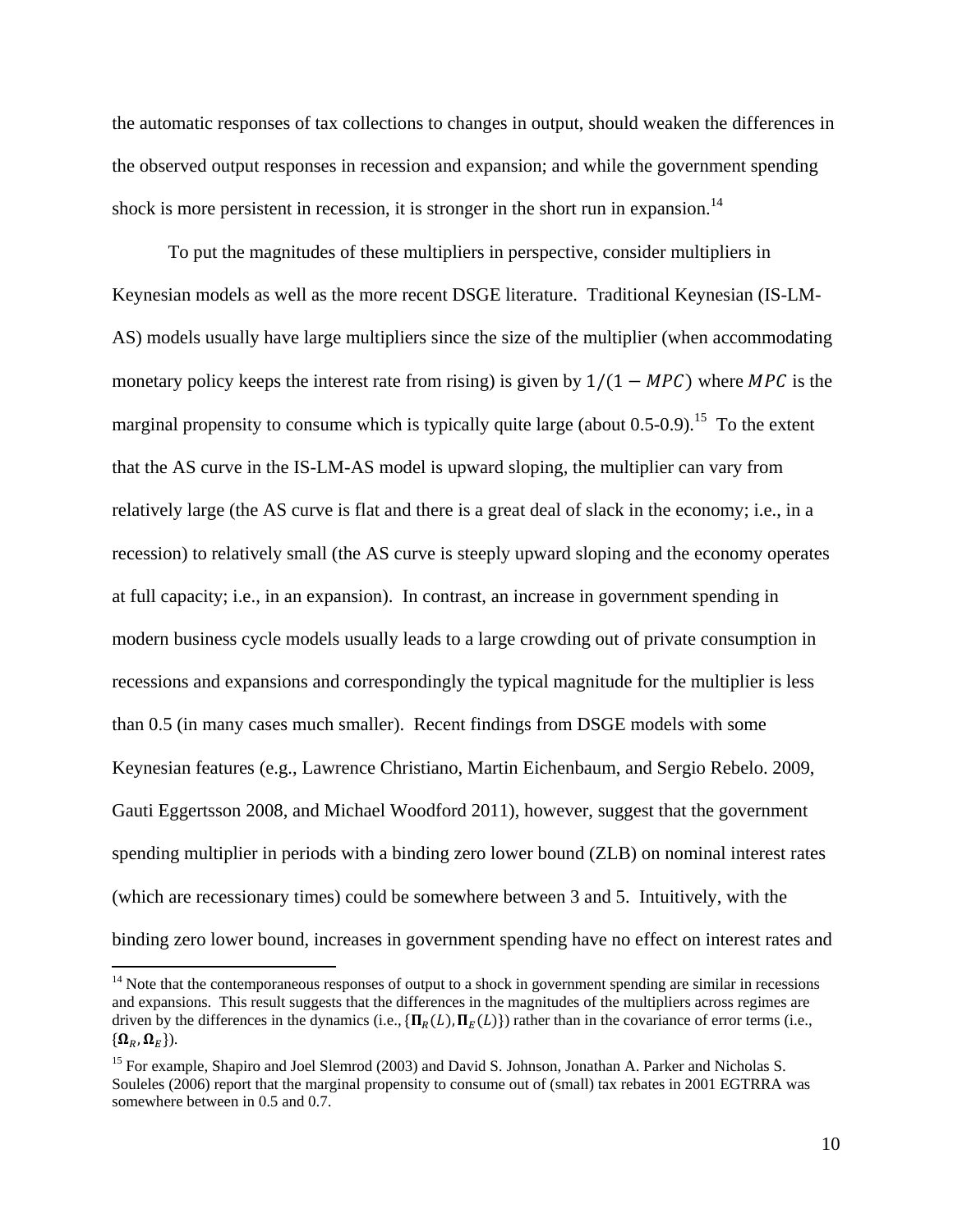the automatic responses of tax collections to changes in output, should weaken the differences in the observed output responses in recession and expansion; and while the government spending shock is more persistent in recession, it is stronger in the short run in expansion.[14]

To put the magnitudes of these multipliers in perspective, consider multipliers in Keynesian models as well as the more recent DSGE literature. Traditional Keynesian (IS-LM-AS) models usually have large multipliers since the size of the multiplier (when accommodating monetary policy keeps the interest rate from rising) is given by $1/(1-MPC)$ where $MPC$ is the marginal propensity to consume which is typically quite large (about 0.5-0.9).[15] To the extent that the AS curve in the IS-LM-AS model is upward sloping, the multiplier can vary from relatively large (the AS curve is flat and there is a great deal of slack in the economy; i.e., in a recession) to relatively small (the AS curve is steeply upward sloping and the economy operates at full capacity; i.e., in an expansion). In contrast, an increase in government spending in modern business cycle models usually leads to a large crowding out of private consumption in recessions and expansions and correspondingly the typical magnitude for the multiplier is less than 0.5 (in many cases much smaller). Recent findings from DSGE models with some Keynesian features (e.g., Lawrence Christiano, Martin Eichenbaum, and Sergio Rebelo. 2009, Gauti Eggertsson 2008, and Michael Woodford 2011), however, suggest that the government spending multiplier in periods with a binding zero lower bound (ZLB) on nominal interest rates (which are recessionary times) could be somewhere between 3 and 5. Intuitively, with the binding zero lower bound, increases in government spending have no effect on interest rates and

[14] Note that the contemporaneous responses of output to a shock in government spending are similar in recessions and expansions. This result suggests that the differences in the magnitudes of the multipliers across regimes are driven by the differences in the dynamics (i.e., $\{\mathbf{\Pi}_R(L), \mathbf{\Pi}_E(L)\}$) rather than in the covariance of error terms (i.e., $\{\mathbf{\Omega}_R, \mathbf{\Omega}_E\}$).

[15] For example, Shapiro and Joel Slemrod (2003) and David S. Johnson, Jonathan A. Parker and Nicholas S. Souleles (2006) report that the marginal propensity to consume out of (small) tax rebates in 2001 EGTRRA was somewhere between in 0.5 and 0.7.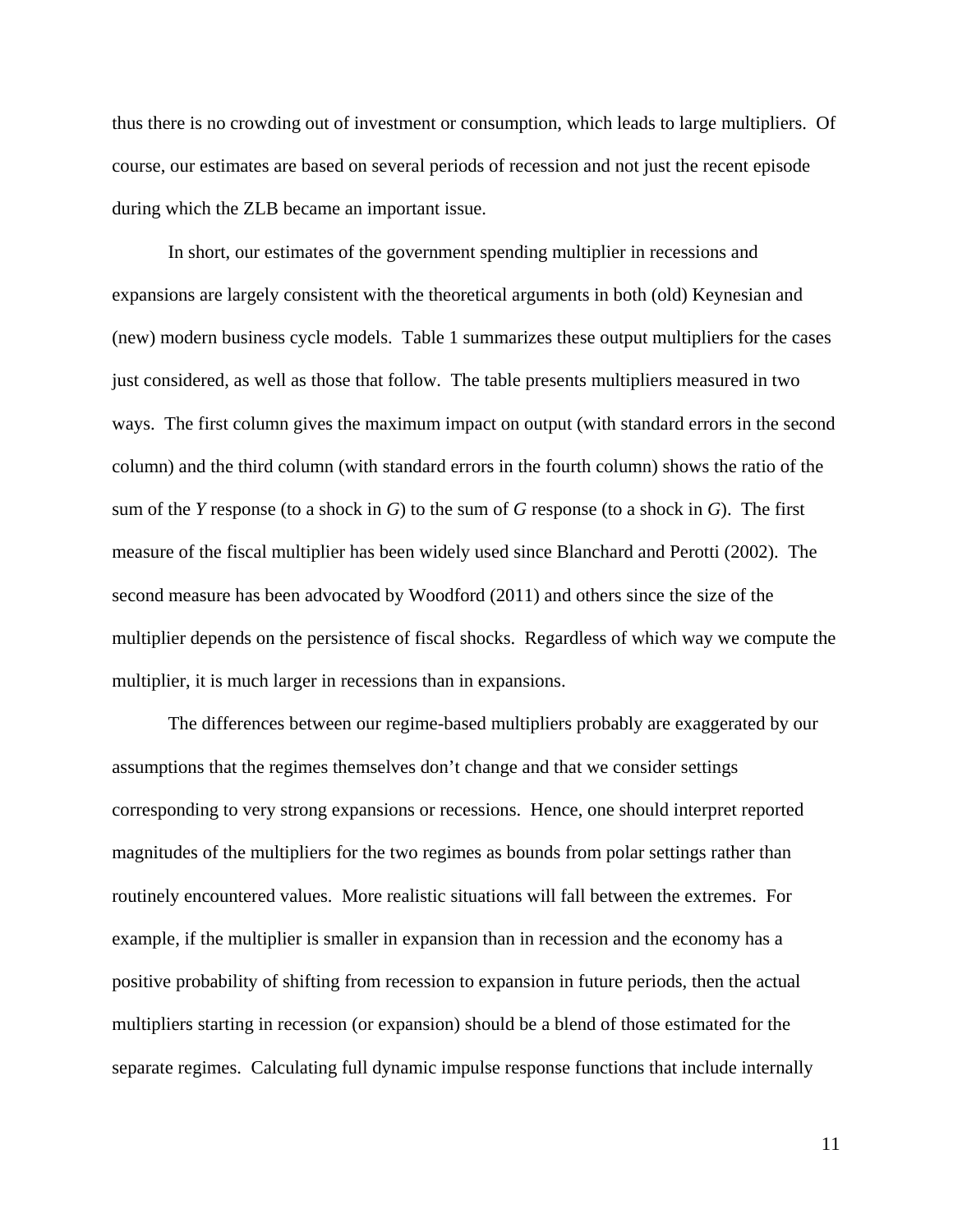thus there is no crowding out of investment or consumption, which leads to large multipliers. Of course, our estimates are based on several periods of recession and not just the recent episode during which the ZLB became an important issue.

In short, our estimates of the government spending multiplier in recessions and expansions are largely consistent with the theoretical arguments in both (old) Keynesian and (new) modern business cycle models. Table 1 summarizes these output multipliers for the cases just considered, as well as those that follow. The table presents multipliers measured in two ways. The first column gives the maximum impact on output (with standard errors in the second column) and the third column (with standard errors in the fourth column) shows the ratio of the sum of the *Y* response (to a shock in *G*) to the sum of *G* response (to a shock in *G*). The first measure of the fiscal multiplier has been widely used since Blanchard and Perotti (2002). The second measure has been advocated by Woodford (2011) and others since the size of the multiplier depends on the persistence of fiscal shocks. Regardless of which way we compute the multiplier, it is much larger in recessions than in expansions.

The differences between our regime-based multipliers probably are exaggerated by our assumptions that the regimes themselves don't change and that we consider settings corresponding to very strong expansions or recessions. Hence, one should interpret reported magnitudes of the multipliers for the two regimes as bounds from polar settings rather than routinely encountered values. More realistic situations will fall between the extremes. For example, if the multiplier is smaller in expansion than in recession and the economy has a positive probability of shifting from recession to expansion in future periods, then the actual multipliers starting in recession (or expansion) should be a blend of those estimated for the separate regimes. Calculating full dynamic impulse response functions that include internally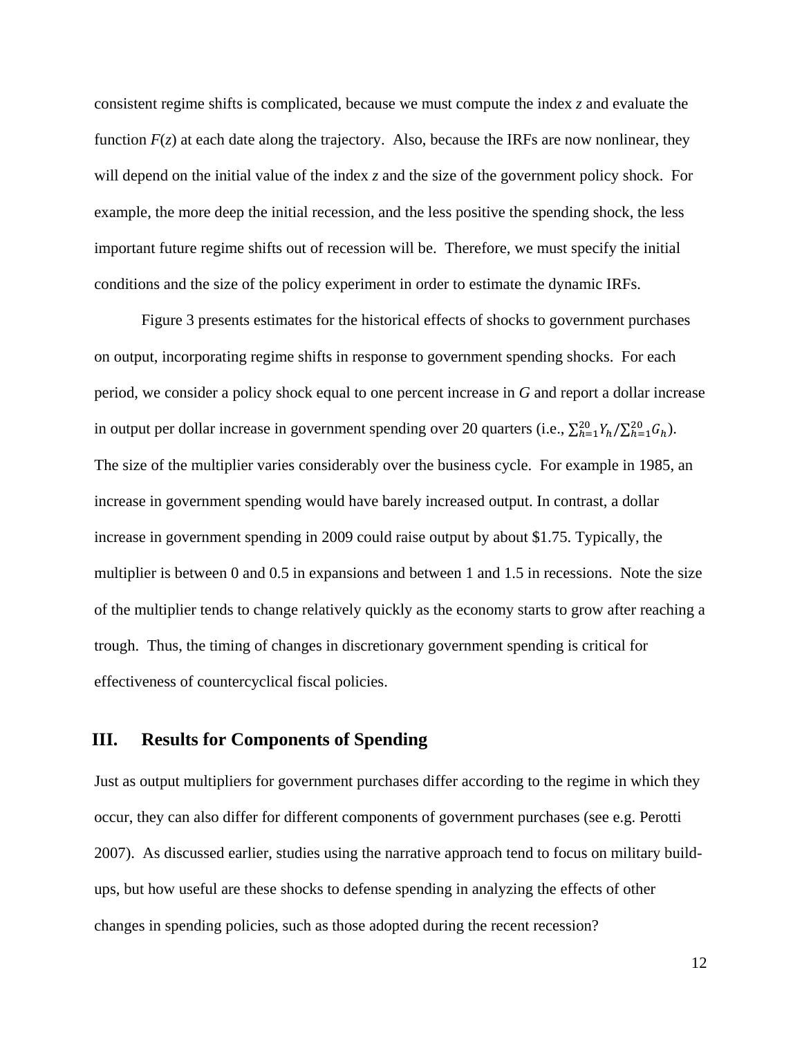consistent regime shifts is complicated, because we must compute the index *z* and evaluate the function *F*(*z*) at each date along the trajectory. Also, because the IRFs are now nonlinear, they will depend on the initial value of the index *z* and the size of the government policy shock. For example, the more deep the initial recession, and the less positive the spending shock, the less important future regime shifts out of recession will be. Therefore, we must specify the initial conditions and the size of the policy experiment in order to estimate the dynamic IRFs.

Figure 3 presents estimates for the historical effects of shocks to government purchases on output, incorporating regime shifts in response to government spending shocks. For each period, we consider a policy shock equal to one percent increase in *G* and report a dollar increase in output per dollar increase in government spending over 20 quarters (i.e., $\sum_{h=1}^{20} Y_h / \sum_{h=1}^{20} G_h$). The size of the multiplier varies considerably over the business cycle. For example in 1985, an increase in government spending would have barely increased output. In contrast, a dollar increase in government spending in 2009 could raise output by about $1.75. Typically, the multiplier is between 0 and 0.5 in expansions and between 1 and 1.5 in recessions. Note the size of the multiplier tends to change relatively quickly as the economy starts to grow after reaching a trough. Thus, the timing of changes in discretionary government spending is critical for effectiveness of countercyclical fiscal policies.

## III. Results for Components of Spending

Just as output multipliers for government purchases differ according to the regime in which they occur, they can also differ for different components of government purchases (see e.g. Perotti 2007). As discussed earlier, studies using the narrative approach tend to focus on military build-ups, but how useful are these shocks to defense spending in analyzing the effects of other changes in spending policies, such as those adopted during the recent recession?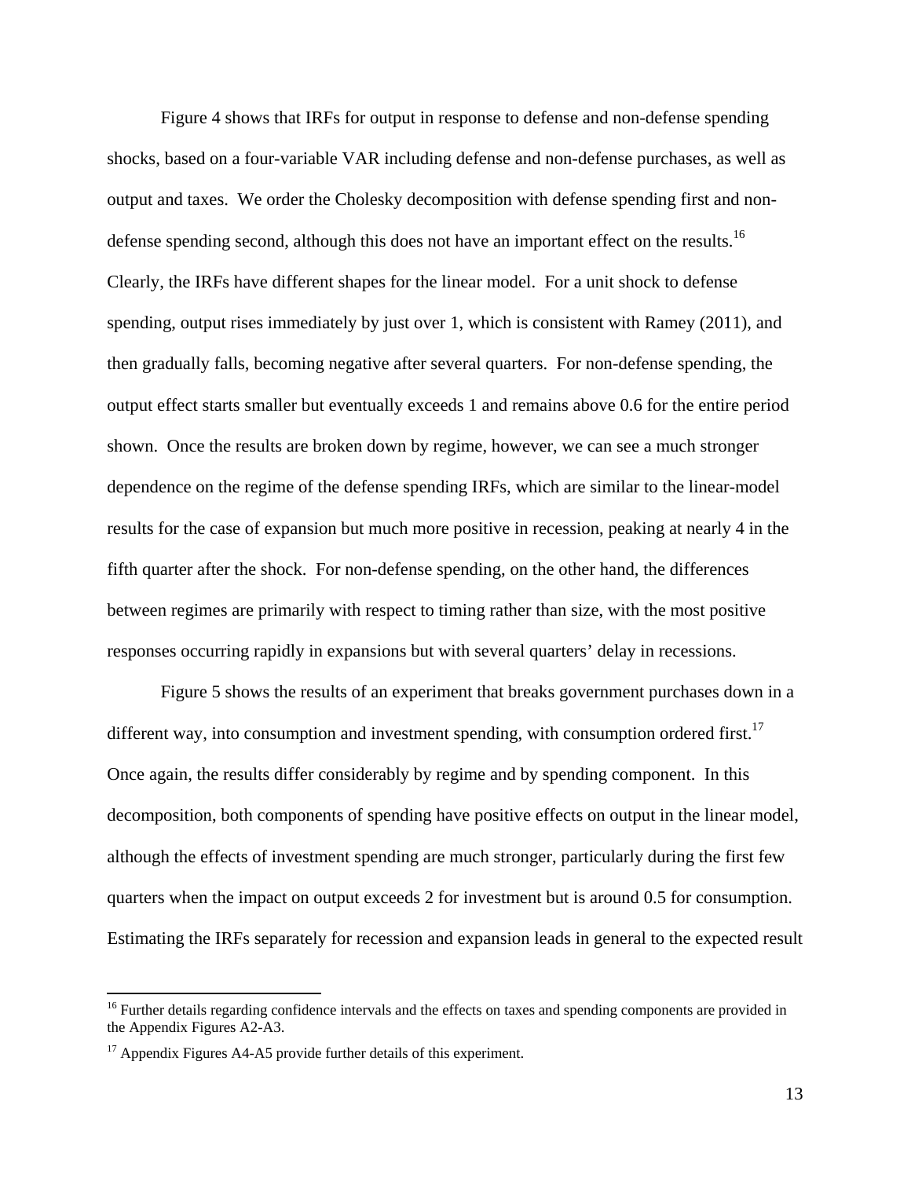Figure 4 shows that IRFs for output in response to defense and non-defense spending shocks, based on a four-variable VAR including defense and non-defense purchases, as well as output and taxes. We order the Cholesky decomposition with defense spending first and non-defense spending second, although this does not have an important effect on the results.[16] Clearly, the IRFs have different shapes for the linear model. For a unit shock to defense spending, output rises immediately by just over 1, which is consistent with Ramey (2011), and then gradually falls, becoming negative after several quarters. For non-defense spending, the output effect starts smaller but eventually exceeds 1 and remains above 0.6 for the entire period shown. Once the results are broken down by regime, however, we can see a much stronger dependence on the regime of the defense spending IRFs, which are similar to the linear-model results for the case of expansion but much more positive in recession, peaking at nearly 4 in the fifth quarter after the shock. For non-defense spending, on the other hand, the differences between regimes are primarily with respect to timing rather than size, with the most positive responses occurring rapidly in expansions but with several quarters' delay in recessions.

Figure 5 shows the results of an experiment that breaks government purchases down in a different way, into consumption and investment spending, with consumption ordered first.[17] Once again, the results differ considerably by regime and by spending component. In this decomposition, both components of spending have positive effects on output in the linear model, although the effects of investment spending are much stronger, particularly during the first few quarters when the impact on output exceeds 2 for investment but is around 0.5 for consumption. Estimating the IRFs separately for recession and expansion leads in general to the expected result

[16] Further details regarding confidence intervals and the effects on taxes and spending components are provided in the Appendix Figures A2-A3.

[17] Appendix Figures A4-A5 provide further details of this experiment.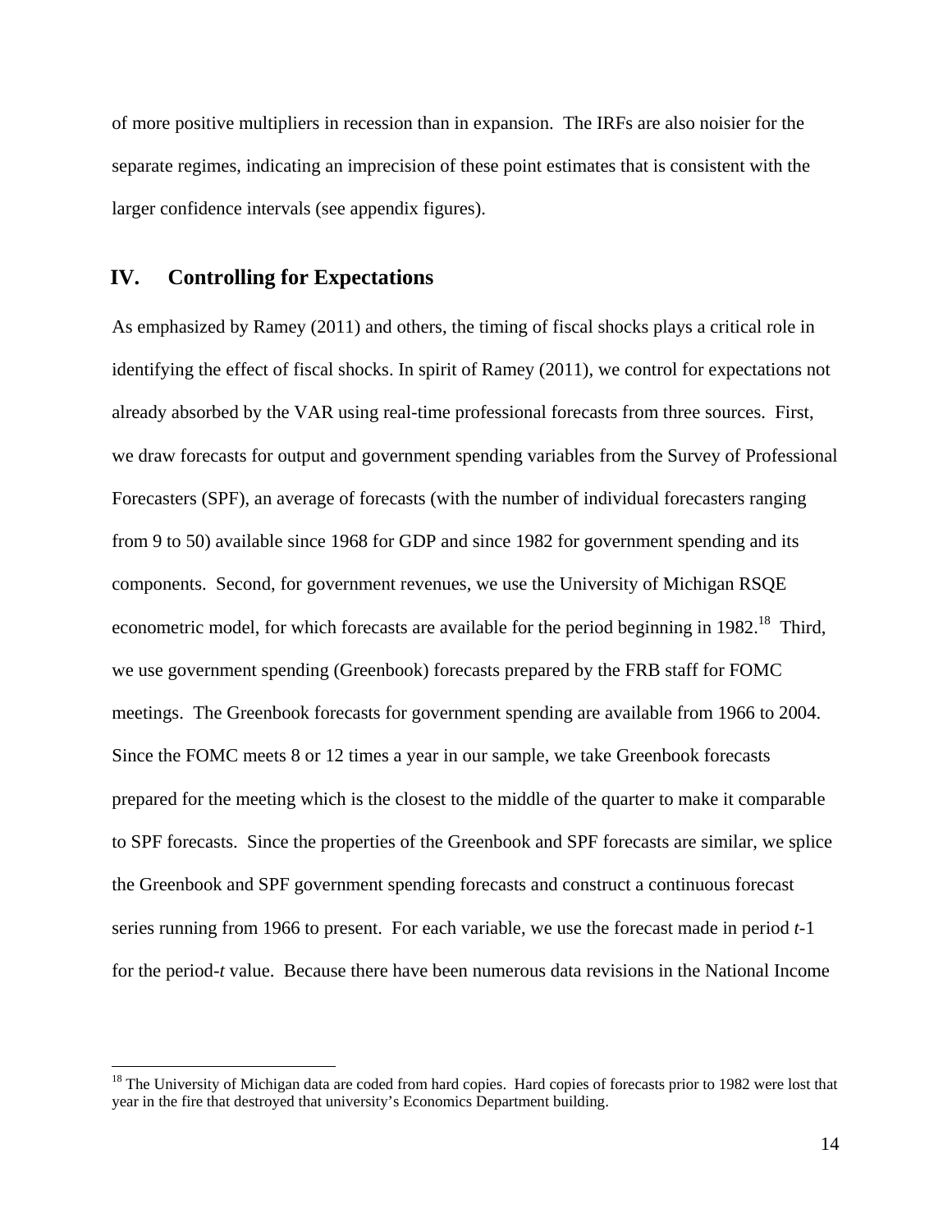of more positive multipliers in recession than in expansion. The IRFs are also noisier for the separate regimes, indicating an imprecision of these point estimates that is consistent with the larger confidence intervals (see appendix figures).

## IV. Controlling for Expectations

As emphasized by Ramey (2011) and others, the timing of fiscal shocks plays a critical role in identifying the effect of fiscal shocks. In spirit of Ramey (2011), we control for expectations not already absorbed by the VAR using real-time professional forecasts from three sources. First, we draw forecasts for output and government spending variables from the Survey of Professional Forecasters (SPF), an average of forecasts (with the number of individual forecasters ranging from 9 to 50) available since 1968 for GDP and since 1982 for government spending and its components. Second, for government revenues, we use the University of Michigan RSQE econometric model, for which forecasts are available for the period beginning in 1982.[18] Third, we use government spending (Greenbook) forecasts prepared by the FRB staff for FOMC meetings. The Greenbook forecasts for government spending are available from 1966 to 2004. Since the FOMC meets 8 or 12 times a year in our sample, we take Greenbook forecasts prepared for the meeting which is the closest to the middle of the quarter to make it comparable to SPF forecasts. Since the properties of the Greenbook and SPF forecasts are similar, we splice the Greenbook and SPF government spending forecasts and construct a continuous forecast series running from 1966 to present. For each variable, we use the forecast made in period $t$-1 for the period-$t$ value. Because there have been numerous data revisions in the National Income

[18] The University of Michigan data are coded from hard copies. Hard copies of forecasts prior to 1982 were lost that year in the fire that destroyed that university's Economics Department building.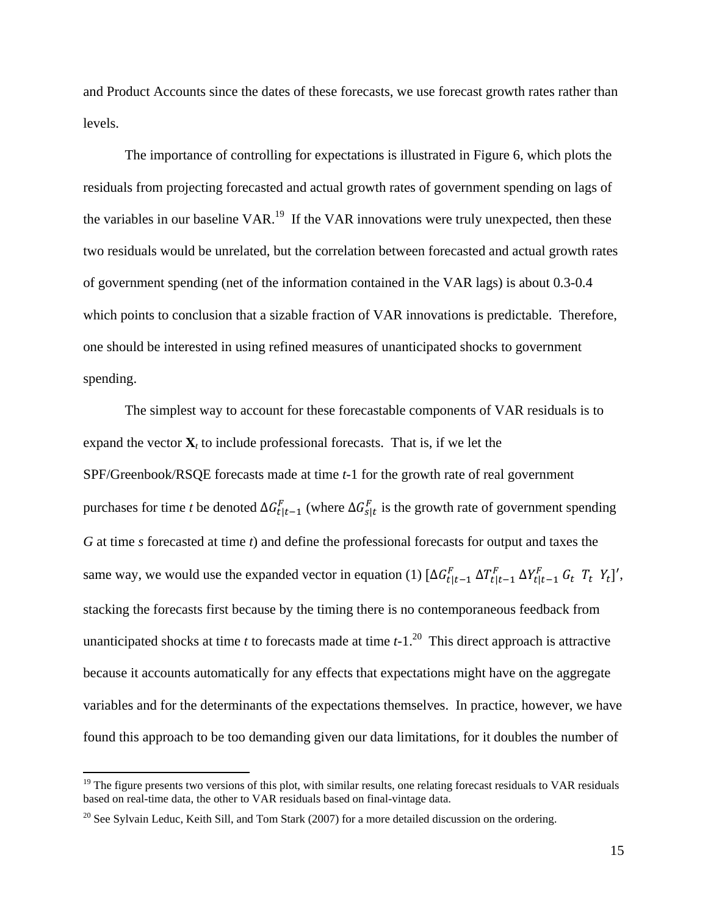and Product Accounts since the dates of these forecasts, we use forecast growth rates rather than levels.

The importance of controlling for expectations is illustrated in Figure 6, which plots the residuals from projecting forecasted and actual growth rates of government spending on lags of the variables in our baseline VAR.[19] If the VAR innovations were truly unexpected, then these two residuals would be unrelated, but the correlation between forecasted and actual growth rates of government spending (net of the information contained in the VAR lags) is about 0.3-0.4 which points to conclusion that a sizable fraction of VAR innovations is predictable. Therefore, one should be interested in using refined measures of unanticipated shocks to government spending.

The simplest way to account for these forecastable components of VAR residuals is to expand the vector $\mathbf{X}_t$ to include professional forecasts. That is, if we let the SPF/Greenbook/RSQE forecasts made at time *t*-1 for the growth rate of real government purchases for time *t* be denoted $\Delta G^F_{t|t-1}$ (where $\Delta G^F_{s|t}$ is the growth rate of government spending *G* at time *s* forecasted at time *t*) and define the professional forecasts for output and taxes the same way, we would use the expanded vector in equation (1) $[\Delta G^F_{t|t-1}\ \Delta T^F_{t|t-1}\ \Delta Y^F_{t|t-1}\ G_t\ \ T_t\ \ Y_t]'$, stacking the forecasts first because by the timing there is no contemporaneous feedback from unanticipated shocks at time *t* to forecasts made at time *t*-1.[20] This direct approach is attractive because it accounts automatically for any effects that expectations might have on the aggregate variables and for the determinants of the expectations themselves. In practice, however, we have found this approach to be too demanding given our data limitations, for it doubles the number of

[19] The figure presents two versions of this plot, with similar results, one relating forecast residuals to VAR residuals based on real-time data, the other to VAR residuals based on final-vintage data.

[20] See Sylvain Leduc, Keith Sill, and Tom Stark (2007) for a more detailed discussion on the ordering.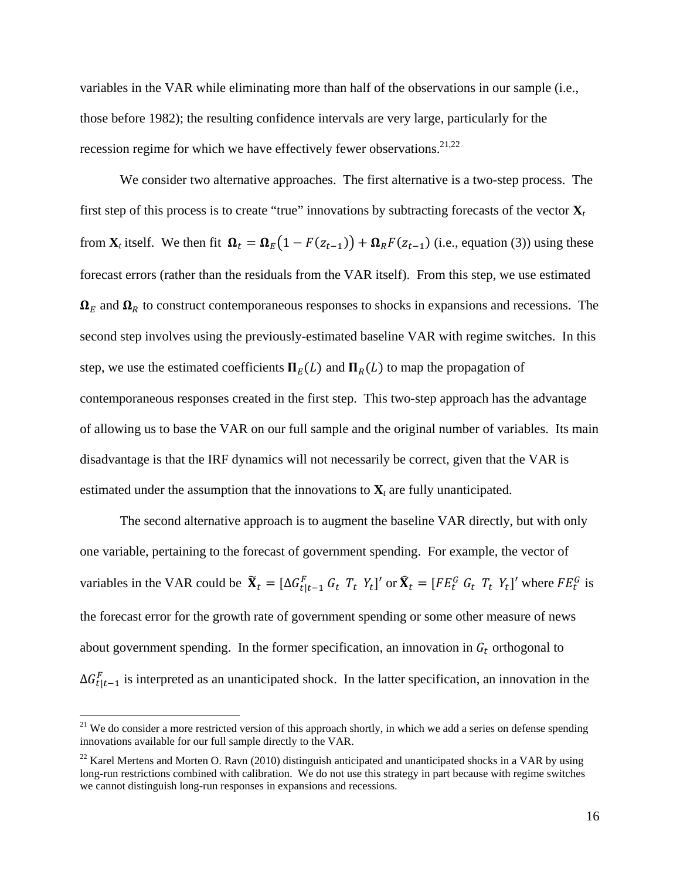variables in the VAR while eliminating more than half of the observations in our sample (i.e., those before 1982); the resulting confidence intervals are very large, particularly for the recession regime for which we have effectively fewer observations.[21,22]

We consider two alternative approaches. The first alternative is a two-step process. The first step of this process is to create "true" innovations by subtracting forecasts of the vector $\mathbf{X}_t$ from $\mathbf{X}_t$ itself. We then fit $\boldsymbol{\Omega}_t = \boldsymbol{\Omega}_E\big(1 - F(z_{t-1})\big) + \boldsymbol{\Omega}_R F(z_{t-1})$ (i.e., equation (3)) using these forecast errors (rather than the residuals from the VAR itself). From this step, we use estimated $\boldsymbol{\Omega}_E$ and $\boldsymbol{\Omega}_R$ to construct contemporaneous responses to shocks in expansions and recessions. The second step involves using the previously-estimated baseline VAR with regime switches. In this step, we use the estimated coefficients $\boldsymbol{\Pi}_E(L)$ and $\boldsymbol{\Pi}_R(L)$ to map the propagation of contemporaneous responses created in the first step. This two-step approach has the advantage of allowing us to base the VAR on our full sample and the original number of variables. Its main disadvantage is that the IRF dynamics will not necessarily be correct, given that the VAR is estimated under the assumption that the innovations to $\mathbf{X}_t$ are fully unanticipated.

The second alternative approach is to augment the baseline VAR directly, but with only one variable, pertaining to the forecast of government spending. For example, the vector of variables in the VAR could be $\widetilde{\mathbf{X}}_t = [\Delta G^F_{t|t-1}\ G_t\ \ T_t\ \ Y_t]'$ or $\widehat{\mathbf{X}}_t = [FE^G_t\ G_t\ \ T_t\ \ Y_t]'$ where $FE^G_t$ is the forecast error for the growth rate of government spending or some other measure of news about government spending. In the former specification, an innovation in $G_t$ orthogonal to $\Delta G^F_{t|t-1}$ is interpreted as an unanticipated shock. In the latter specification, an innovation in the

[21] We do consider a more restricted version of this approach shortly, in which we add a series on defense spending innovations available for our full sample directly to the VAR.

[22] Karel Mertens and Morten O. Ravn (2010) distinguish anticipated and unanticipated shocks in a VAR by using long-run restrictions combined with calibration. We do not use this strategy in part because with regime switches we cannot distinguish long-run responses in expansions and recessions.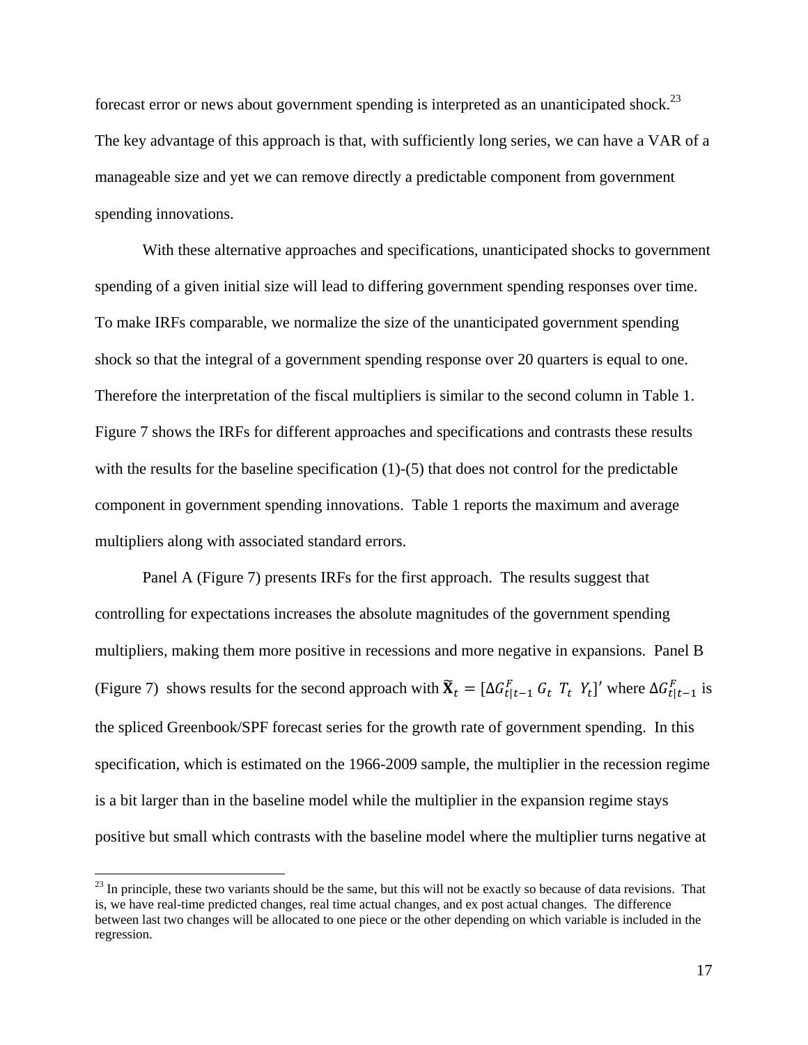forecast error or news about government spending is interpreted as an unanticipated shock.[23] The key advantage of this approach is that, with sufficiently long series, we can have a VAR of a manageable size and yet we can remove directly a predictable component from government spending innovations.

With these alternative approaches and specifications, unanticipated shocks to government spending of a given initial size will lead to differing government spending responses over time. To make IRFs comparable, we normalize the size of the unanticipated government spending shock so that the integral of a government spending response over 20 quarters is equal to one. Therefore the interpretation of the fiscal multipliers is similar to the second column in Table 1. Figure 7 shows the IRFs for different approaches and specifications and contrasts these results with the results for the baseline specification (1)-(5) that does not control for the predictable component in government spending innovations. Table 1 reports the maximum and average multipliers along with associated standard errors.

Panel A (Figure 7) presents IRFs for the first approach. The results suggest that controlling for expectations increases the absolute magnitudes of the government spending multipliers, making them more positive in recessions and more negative in expansions. Panel B (Figure 7) shows results for the second approach with $\widetilde{\mathbf{X}}_t = [\Delta G^F_{t|t-1}\ G_t\ \ T_t\ \ Y_t]'$ where $\Delta G^F_{t|t-1}$ is the spliced Greenbook/SPF forecast series for the growth rate of government spending. In this specification, which is estimated on the 1966-2009 sample, the multiplier in the recession regime is a bit larger than in the baseline model while the multiplier in the expansion regime stays positive but small which contrasts with the baseline model where the multiplier turns negative at

---

[23] In principle, these two variants should be the same, but this will not be exactly so because of data revisions. That is, we have real-time predicted changes, real time actual changes, and ex post actual changes. The difference between last two changes will be allocated to one piece or the other depending on which variable is included in the regression.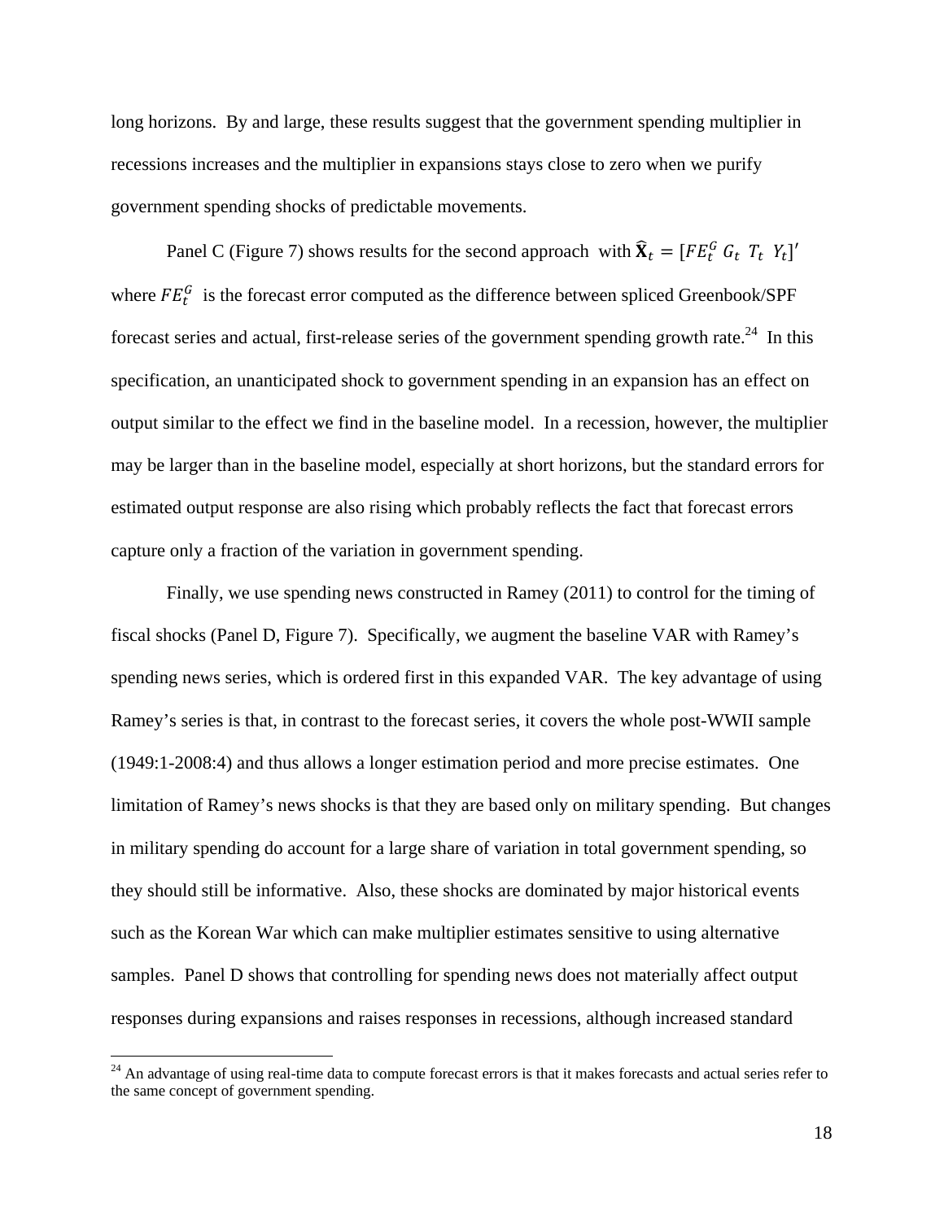long horizons. By and large, these results suggest that the government spending multiplier in recessions increases and the multiplier in expansions stays close to zero when we purify government spending shocks of predictable movements.

Panel C (Figure 7) shows results for the second approach with $\widehat{\mathbf{X}}_t = [FE_t^G \; G_t \; T_t \; Y_t]'$ where $FE_t^G$ is the forecast error computed as the difference between spliced Greenbook/SPF forecast series and actual, first-release series of the government spending growth rate.[24] In this specification, an unanticipated shock to government spending in an expansion has an effect on output similar to the effect we find in the baseline model. In a recession, however, the multiplier may be larger than in the baseline model, especially at short horizons, but the standard errors for estimated output response are also rising which probably reflects the fact that forecast errors capture only a fraction of the variation in government spending.

Finally, we use spending news constructed in Ramey (2011) to control for the timing of fiscal shocks (Panel D, Figure 7). Specifically, we augment the baseline VAR with Ramey's spending news series, which is ordered first in this expanded VAR. The key advantage of using Ramey's series is that, in contrast to the forecast series, it covers the whole post-WWII sample (1949:1-2008:4) and thus allows a longer estimation period and more precise estimates. One limitation of Ramey's news shocks is that they are based only on military spending. But changes in military spending do account for a large share of variation in total government spending, so they should still be informative. Also, these shocks are dominated by major historical events such as the Korean War which can make multiplier estimates sensitive to using alternative samples. Panel D shows that controlling for spending news does not materially affect output responses during expansions and raises responses in recessions, although increased standard

[24] An advantage of using real-time data to compute forecast errors is that it makes forecasts and actual series refer to the same concept of government spending.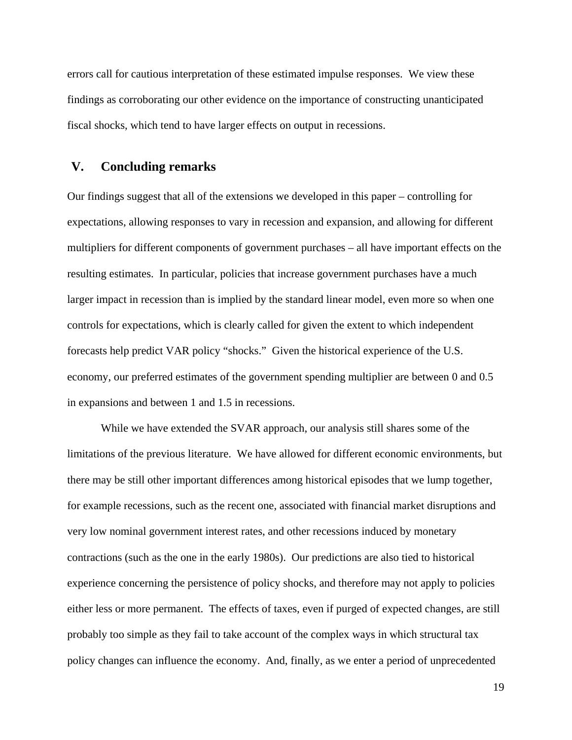errors call for cautious interpretation of these estimated impulse responses. We view these findings as corroborating our other evidence on the importance of constructing unanticipated fiscal shocks, which tend to have larger effects on output in recessions.

## V. Concluding remarks

Our findings suggest that all of the extensions we developed in this paper – controlling for expectations, allowing responses to vary in recession and expansion, and allowing for different multipliers for different components of government purchases – all have important effects on the resulting estimates. In particular, policies that increase government purchases have a much larger impact in recession than is implied by the standard linear model, even more so when one controls for expectations, which is clearly called for given the extent to which independent forecasts help predict VAR policy "shocks." Given the historical experience of the U.S. economy, our preferred estimates of the government spending multiplier are between 0 and 0.5 in expansions and between 1 and 1.5 in recessions.

While we have extended the SVAR approach, our analysis still shares some of the limitations of the previous literature. We have allowed for different economic environments, but there may be still other important differences among historical episodes that we lump together, for example recessions, such as the recent one, associated with financial market disruptions and very low nominal government interest rates, and other recessions induced by monetary contractions (such as the one in the early 1980s). Our predictions are also tied to historical experience concerning the persistence of policy shocks, and therefore may not apply to policies either less or more permanent. The effects of taxes, even if purged of expected changes, are still probably too simple as they fail to take account of the complex ways in which structural tax policy changes can influence the economy. And, finally, as we enter a period of unprecedented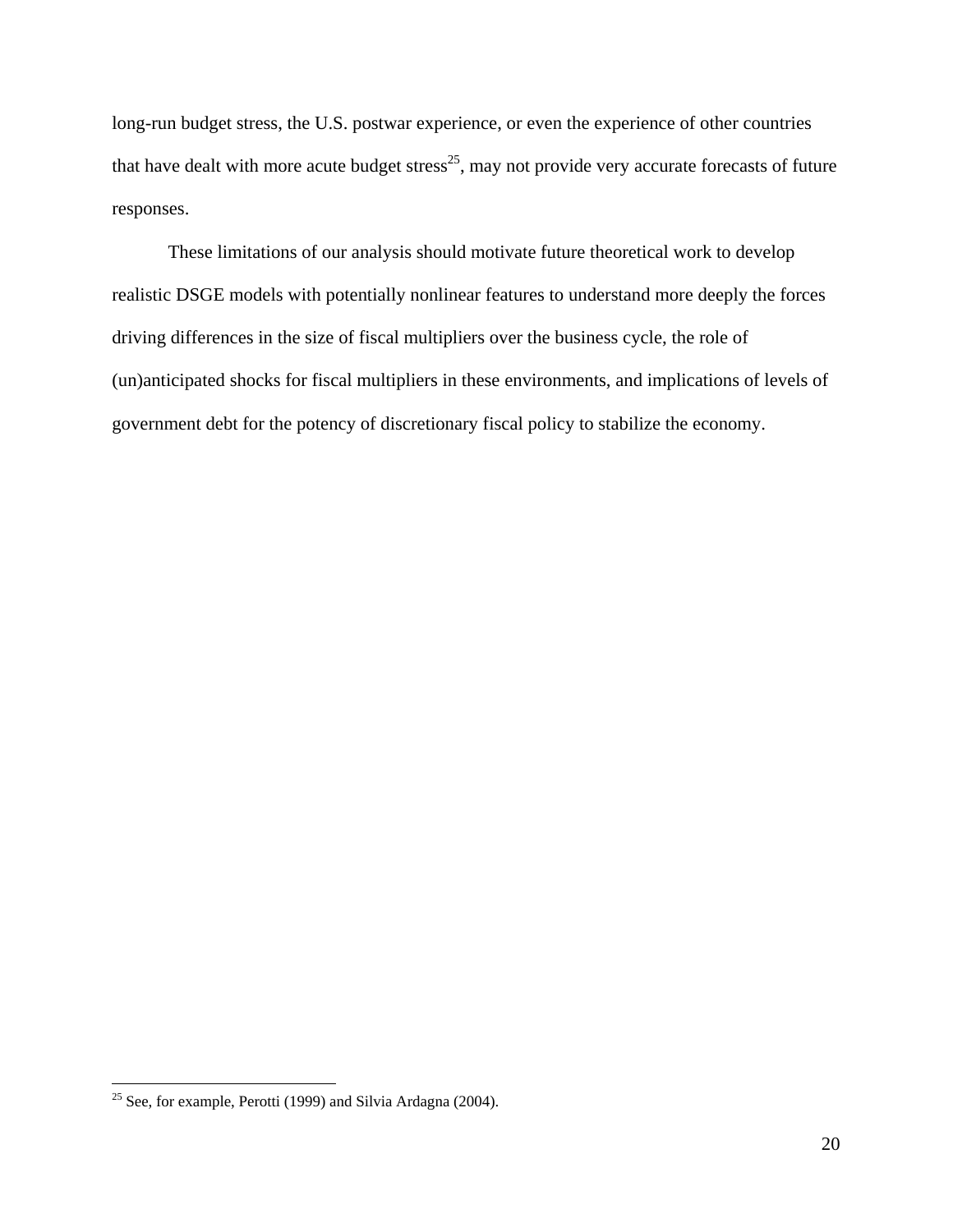long-run budget stress, the U.S. postwar experience, or even the experience of other countries that have dealt with more acute budget stress[25], may not provide very accurate forecasts of future responses.

These limitations of our analysis should motivate future theoretical work to develop realistic DSGE models with potentially nonlinear features to understand more deeply the forces driving differences in the size of fiscal multipliers over the business cycle, the role of (un)anticipated shocks for fiscal multipliers in these environments, and implications of levels of government debt for the potency of discretionary fiscal policy to stabilize the economy.

---

[25] See, for example, Perotti (1999) and Silvia Ardagna (2004).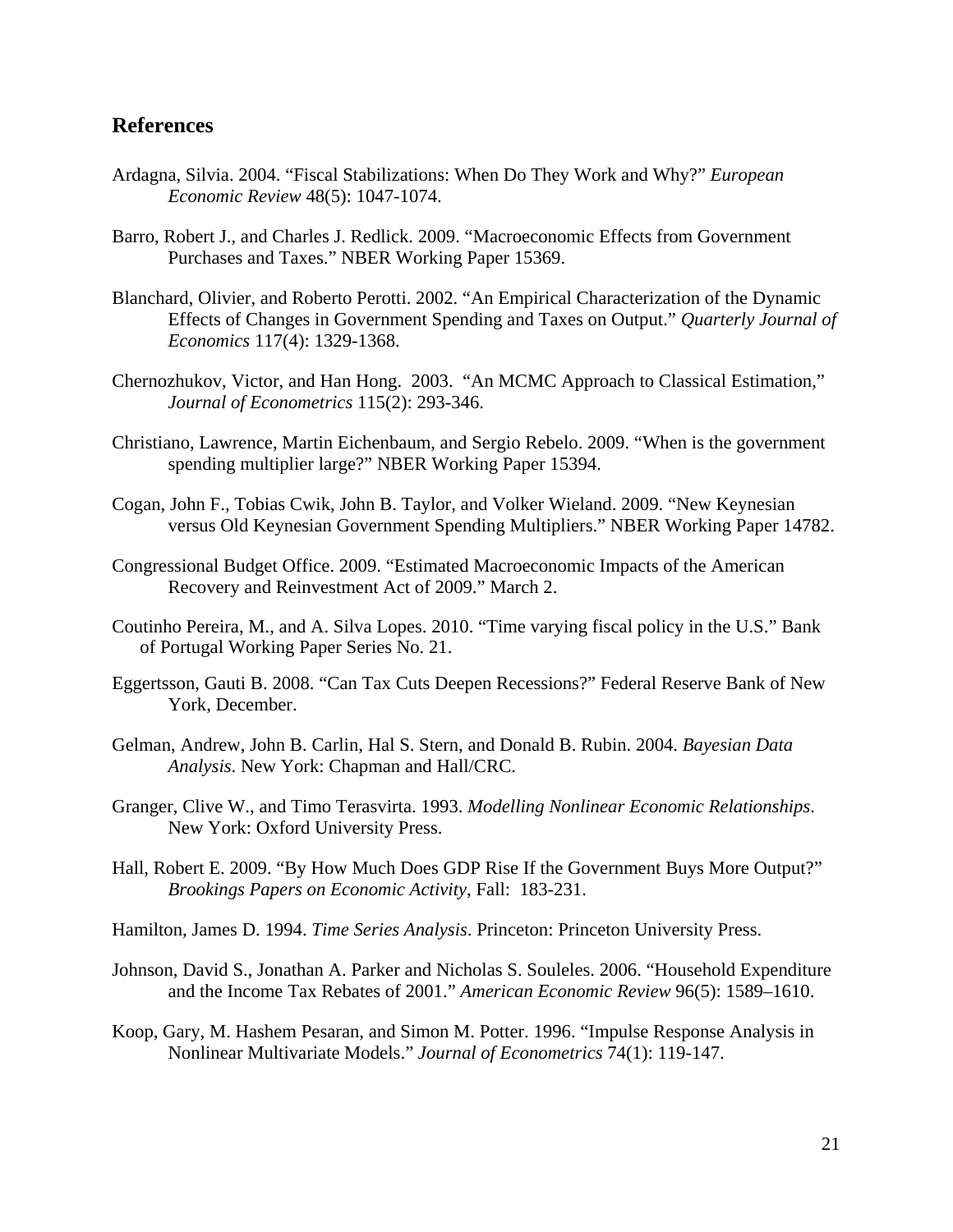## References

Ardagna, Silvia. 2004. "Fiscal Stabilizations: When Do They Work and Why?" *European Economic Review* 48(5): 1047-1074.

Barro, Robert J., and Charles J. Redlick. 2009. "Macroeconomic Effects from Government Purchases and Taxes." NBER Working Paper 15369.

Blanchard, Olivier, and Roberto Perotti. 2002. "An Empirical Characterization of the Dynamic Effects of Changes in Government Spending and Taxes on Output." *Quarterly Journal of Economics* 117(4): 1329-1368.

Chernozhukov, Victor, and Han Hong. 2003. "An MCMC Approach to Classical Estimation," *Journal of Econometrics* 115(2): 293-346.

Christiano, Lawrence, Martin Eichenbaum, and Sergio Rebelo. 2009. "When is the government spending multiplier large?" NBER Working Paper 15394.

Cogan, John F., Tobias Cwik, John B. Taylor, and Volker Wieland. 2009. "New Keynesian versus Old Keynesian Government Spending Multipliers." NBER Working Paper 14782.

Congressional Budget Office. 2009. "Estimated Macroeconomic Impacts of the American Recovery and Reinvestment Act of 2009." March 2.

Coutinho Pereira, M., and A. Silva Lopes. 2010. "Time varying fiscal policy in the U.S." Bank of Portugal Working Paper Series No. 21.

Eggertsson, Gauti B. 2008. "Can Tax Cuts Deepen Recessions?" Federal Reserve Bank of New York, December.

Gelman, Andrew, John B. Carlin, Hal S. Stern, and Donald B. Rubin. 2004. *Bayesian Data Analysis*. New York: Chapman and Hall/CRC.

Granger, Clive W., and Timo Terasvirta. 1993. *Modelling Nonlinear Economic Relationships*. New York: Oxford University Press.

Hall, Robert E. 2009. "By How Much Does GDP Rise If the Government Buys More Output?" *Brookings Papers on Economic Activity*, Fall: 183-231.

Hamilton, James D. 1994. *Time Series Analysis*. Princeton: Princeton University Press.

Johnson, David S., Jonathan A. Parker and Nicholas S. Souleles. 2006. "Household Expenditure and the Income Tax Rebates of 2001." *American Economic Review* 96(5): 1589–1610.

Koop, Gary, M. Hashem Pesaran, and Simon M. Potter. 1996. "Impulse Response Analysis in Nonlinear Multivariate Models." *Journal of Econometrics* 74(1): 119-147.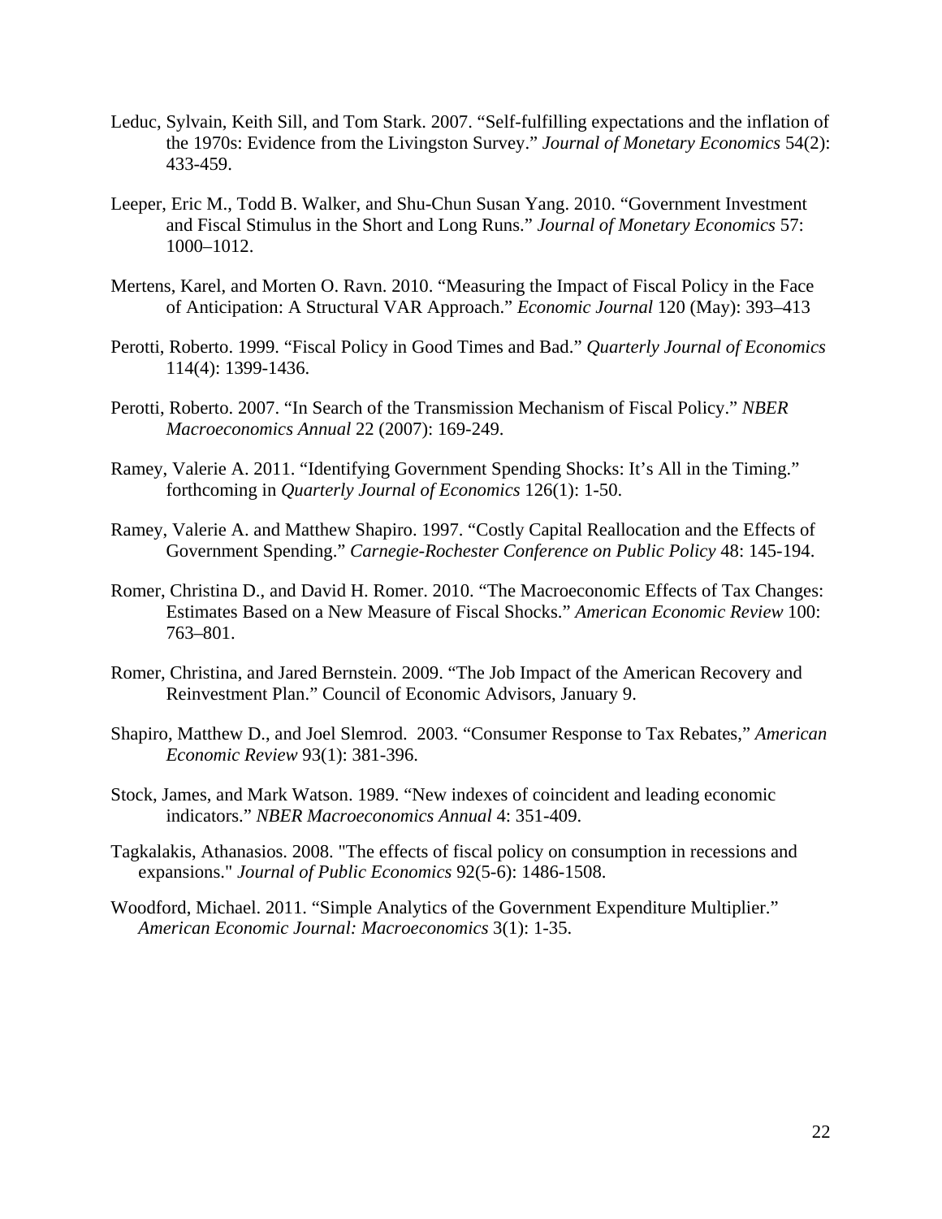Leduc, Sylvain, Keith Sill, and Tom Stark. 2007. "Self-fulfilling expectations and the inflation of the 1970s: Evidence from the Livingston Survey." *Journal of Monetary Economics* 54(2): 433-459.

Leeper, Eric M., Todd B. Walker, and Shu-Chun Susan Yang. 2010. "Government Investment and Fiscal Stimulus in the Short and Long Runs." *Journal of Monetary Economics* 57: 1000–1012.

Mertens, Karel, and Morten O. Ravn. 2010. "Measuring the Impact of Fiscal Policy in the Face of Anticipation: A Structural VAR Approach." *Economic Journal* 120 (May): 393–413

Perotti, Roberto. 1999. "Fiscal Policy in Good Times and Bad." *Quarterly Journal of Economics* 114(4): 1399-1436.

Perotti, Roberto. 2007. "In Search of the Transmission Mechanism of Fiscal Policy." *NBER Macroeconomics Annual* 22 (2007): 169-249.

Ramey, Valerie A. 2011. "Identifying Government Spending Shocks: It's All in the Timing." forthcoming in *Quarterly Journal of Economics* 126(1): 1-50.

Ramey, Valerie A. and Matthew Shapiro. 1997. "Costly Capital Reallocation and the Effects of Government Spending." *Carnegie-Rochester Conference on Public Policy* 48: 145-194.

Romer, Christina D., and David H. Romer. 2010. "The Macroeconomic Effects of Tax Changes: Estimates Based on a New Measure of Fiscal Shocks." *American Economic Review* 100: 763–801.

Romer, Christina, and Jared Bernstein. 2009. "The Job Impact of the American Recovery and Reinvestment Plan." Council of Economic Advisors, January 9.

Shapiro, Matthew D., and Joel Slemrod. 2003. "Consumer Response to Tax Rebates," *American Economic Review* 93(1): 381-396.

Stock, James, and Mark Watson. 1989. "New indexes of coincident and leading economic indicators." *NBER Macroeconomics Annual* 4: 351-409.

Tagkalakis, Athanasios. 2008. "The effects of fiscal policy on consumption in recessions and expansions." *Journal of Public Economics* 92(5-6): 1486-1508.

Woodford, Michael. 2011. "Simple Analytics of the Government Expenditure Multiplier." *American Economic Journal: Macroeconomics* 3(1): 1-35.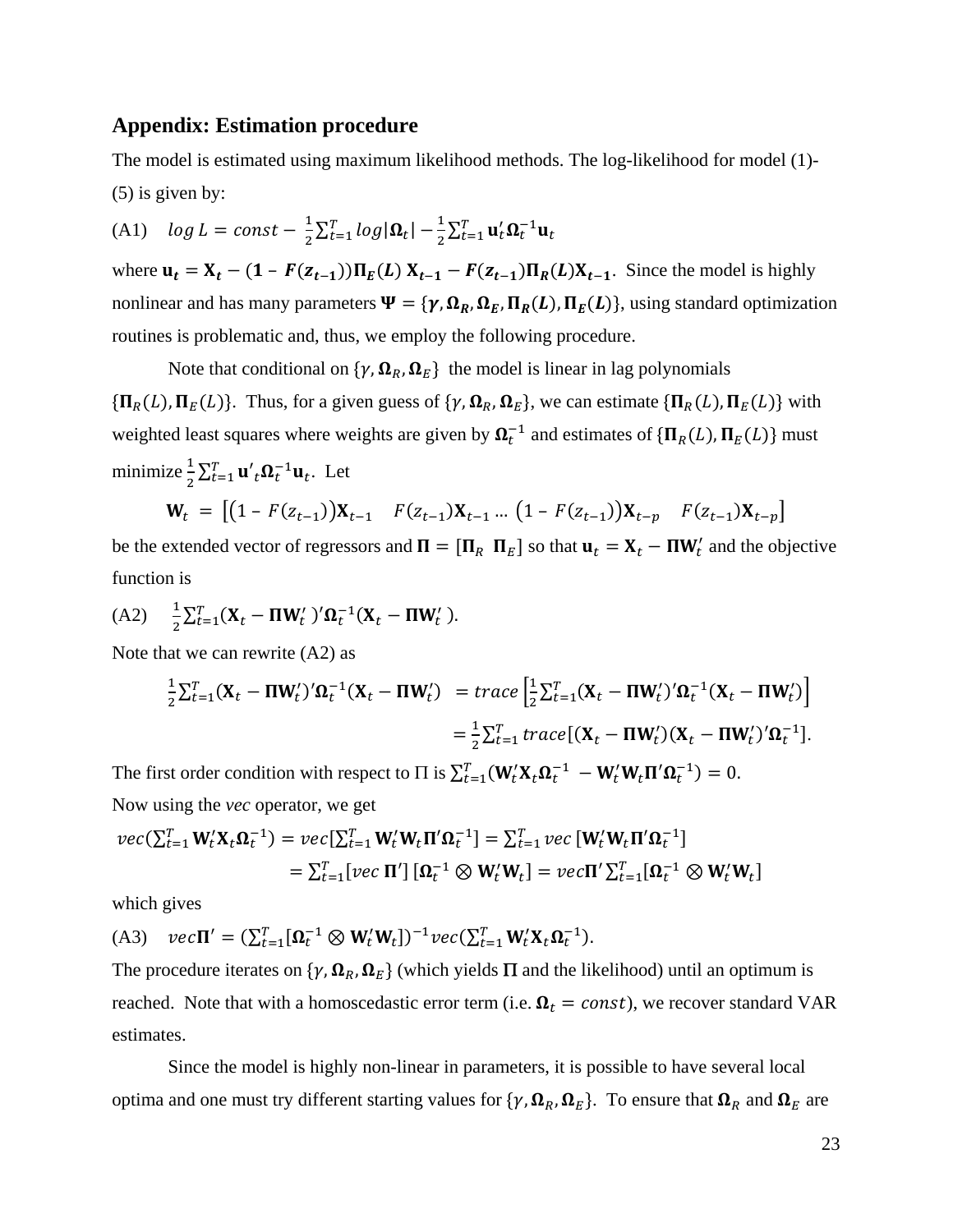## Appendix: Estimation procedure

The model is estimated using maximum likelihood methods. The log-likelihood for model (1)-(5) is given by:

(A1) $\quad log\, L = const - \frac{1}{2}\sum_{t=1}^{T} log|\boldsymbol{\Omega}_t| - \frac{1}{2}\sum_{t=1}^{T} \mathbf{u}_t'\boldsymbol{\Omega}_t^{-1}\mathbf{u}_t$

where $\mathbf{u}_t = \mathbf{X}_t - (\mathbf{1} - \boldsymbol{F}(\boldsymbol{z}_{t-1}))\boldsymbol{\Pi}_{\boldsymbol{E}}(\boldsymbol{L})\,\mathbf{X}_{t-1} - \boldsymbol{F}(\boldsymbol{z}_{t-1})\boldsymbol{\Pi}_{\boldsymbol{R}}(\boldsymbol{L})\mathbf{X}_{t-1}$. Since the model is highly nonlinear and has many parameters $\boldsymbol{\Psi} = \{\boldsymbol{\gamma}, \boldsymbol{\Omega}_{\boldsymbol{R}}, \boldsymbol{\Omega}_{\boldsymbol{E}}, \boldsymbol{\Pi}_{\boldsymbol{R}}(\boldsymbol{L}), \boldsymbol{\Pi}_{\boldsymbol{E}}(\boldsymbol{L})\}$, using standard optimization routines is problematic and, thus, we employ the following procedure.

Note that conditional on $\{\gamma, \boldsymbol{\Omega}_R, \boldsymbol{\Omega}_E\}$ the model is linear in lag polynomials $\{\boldsymbol{\Pi}_R(L), \boldsymbol{\Pi}_E(L)\}$. Thus, for a given guess of $\{\gamma, \boldsymbol{\Omega}_R, \boldsymbol{\Omega}_E\}$, we can estimate $\{\boldsymbol{\Pi}_R(L), \boldsymbol{\Pi}_E(L)\}$ with weighted least squares where weights are given by $\boldsymbol{\Omega}_t^{-1}$ and estimates of $\{\boldsymbol{\Pi}_R(L), \boldsymbol{\Pi}_E(L)\}$ must minimize $\frac{1}{2}\sum_{t=1}^{T}\mathbf{u'}_t\boldsymbol{\Omega}_t^{-1}\mathbf{u}_t$. Let

$$\mathbf{W}_t = \left[\left(1 - F(z_{t-1})\right)\mathbf{X}_{t-1} \quad F(z_{t-1})\mathbf{X}_{t-1} \ldots \left(1 - F(z_{t-1})\right)\mathbf{X}_{t-p} \quad F(z_{t-1})\mathbf{X}_{t-p}\right]$$

be the extended vector of regressors and $\boldsymbol{\Pi} = [\boldsymbol{\Pi}_R \;\; \boldsymbol{\Pi}_E]$ so that $\mathbf{u}_t = \mathbf{X}_t - \boldsymbol{\Pi}\mathbf{W}_t'$ and the objective function is

(A2) $\quad \frac{1}{2}\sum_{t=1}^{T}(\mathbf{X}_t - \boldsymbol{\Pi}\mathbf{W}_t')'\boldsymbol{\Omega}_t^{-1}(\mathbf{X}_t - \boldsymbol{\Pi}\mathbf{W}_t')$.

Note that we can rewrite (A2) as

$$\begin{aligned}\frac{1}{2}\sum_{t=1}^{T}(\mathbf{X}_t - \boldsymbol{\Pi}\mathbf{W}_t')'\boldsymbol{\Omega}_t^{-1}(\mathbf{X}_t - \boldsymbol{\Pi}\mathbf{W}_t') &= trace\left[\frac{1}{2}\sum_{t=1}^{T}(\mathbf{X}_t - \boldsymbol{\Pi}\mathbf{W}_t')'\boldsymbol{\Omega}_t^{-1}(\mathbf{X}_t - \boldsymbol{\Pi}\mathbf{W}_t')\right] \\ &= \frac{1}{2}\sum_{t=1}^{T} trace[(\mathbf{X}_t - \boldsymbol{\Pi}\mathbf{W}_t')(\mathbf{X}_t - \boldsymbol{\Pi}\mathbf{W}_t')'\boldsymbol{\Omega}_t^{-1}].\end{aligned}$$

The first order condition with respect to $\Pi$ is $\sum_{t=1}^{T}(\mathbf{W}_t'\mathbf{X}_t\boldsymbol{\Omega}_t^{-1} - \mathbf{W}_t'\mathbf{W}_t\boldsymbol{\Pi}'\boldsymbol{\Omega}_t^{-1}) = 0$.

Now using the *vec* operator, we get

$$\begin{aligned}vec(\textstyle\sum_{t=1}^{T}\mathbf{W}_t'\mathbf{X}_t\boldsymbol{\Omega}_t^{-1}) &= vec[\textstyle\sum_{t=1}^{T}\mathbf{W}_t'\mathbf{W}_t\boldsymbol{\Pi}'\boldsymbol{\Omega}_t^{-1}] = \textstyle\sum_{t=1}^{T} vec\,[\mathbf{W}_t'\mathbf{W}_t\boldsymbol{\Pi}'\boldsymbol{\Omega}_t^{-1}] \\ &= \textstyle\sum_{t=1}^{T}[vec\,\boldsymbol{\Pi}']\,[\boldsymbol{\Omega}_t^{-1}\otimes\mathbf{W}_t'\mathbf{W}_t] = vec\boldsymbol{\Pi}'\textstyle\sum_{t=1}^{T}[\boldsymbol{\Omega}_t^{-1}\otimes\mathbf{W}_t'\mathbf{W}_t]\end{aligned}$$

which gives

(A3) $\quad vec\boldsymbol{\Pi}' = (\sum_{t=1}^{T}[\boldsymbol{\Omega}_t^{-1}\otimes\mathbf{W}_t'\mathbf{W}_t])^{-1}vec(\sum_{t=1}^{T}\mathbf{W}_t'\mathbf{X}_t\boldsymbol{\Omega}_t^{-1})$.

The procedure iterates on $\{\gamma, \boldsymbol{\Omega}_R, \boldsymbol{\Omega}_E\}$ (which yields $\boldsymbol{\Pi}$ and the likelihood) until an optimum is reached. Note that with a homoscedastic error term (i.e. $\boldsymbol{\Omega}_t = const$), we recover standard VAR estimates.

Since the model is highly non-linear in parameters, it is possible to have several local optima and one must try different starting values for $\{\gamma, \boldsymbol{\Omega}_R, \boldsymbol{\Omega}_E\}$. To ensure that $\boldsymbol{\Omega}_R$ and $\boldsymbol{\Omega}_E$ are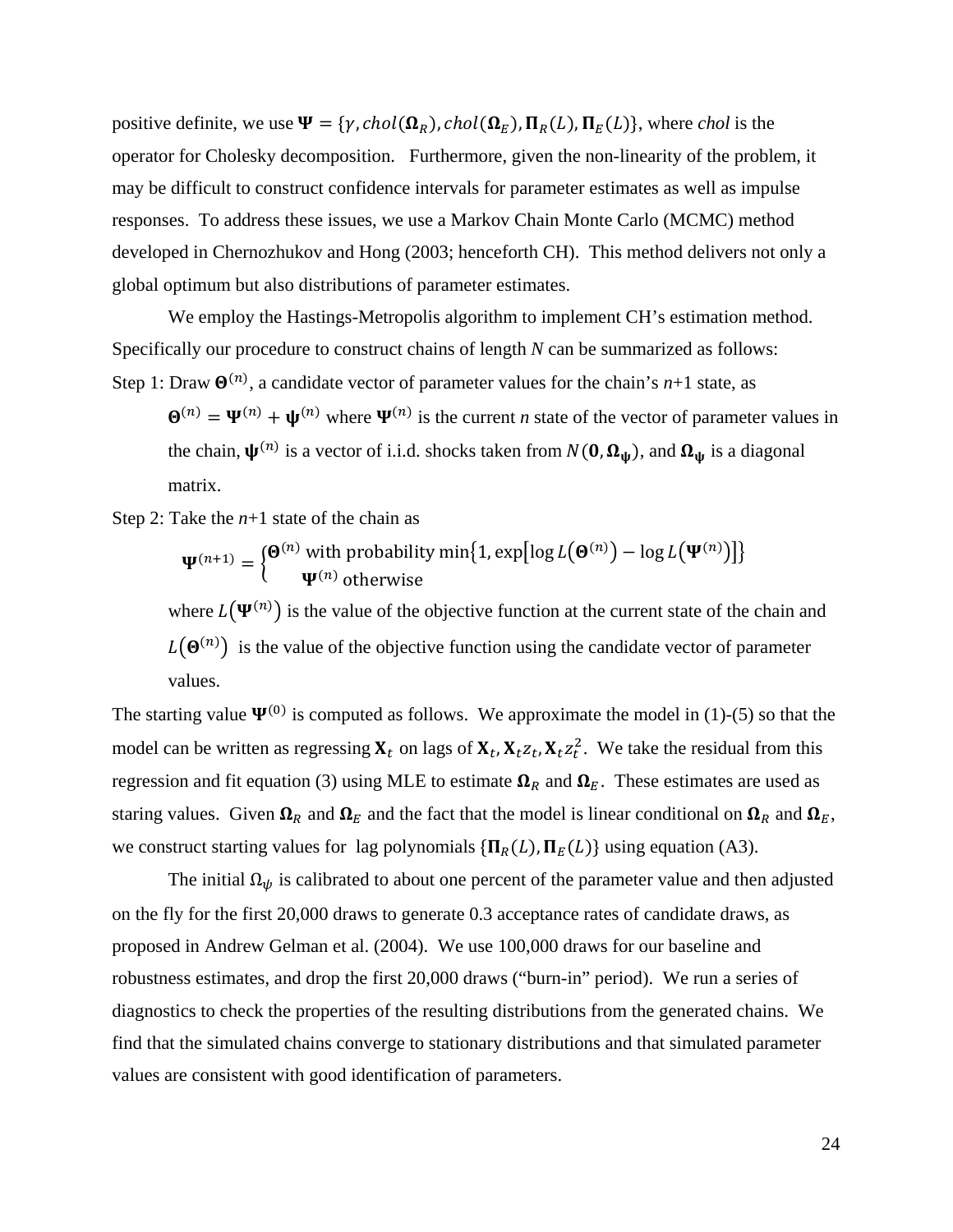positive definite, we use $\mathbf{\Psi} = \{\gamma, chol(\mathbf{\Omega}_R), chol(\mathbf{\Omega}_E), \mathbf{\Pi}_R(L), \mathbf{\Pi}_E(L)\}$, where *chol* is the operator for Cholesky decomposition. Furthermore, given the non-linearity of the problem, it may be difficult to construct confidence intervals for parameter estimates as well as impulse responses. To address these issues, we use a Markov Chain Monte Carlo (MCMC) method developed in Chernozhukov and Hong (2003; henceforth CH). This method delivers not only a global optimum but also distributions of parameter estimates.

We employ the Hastings-Metropolis algorithm to implement CH's estimation method. Specifically our procedure to construct chains of length *N* can be summarized as follows:

Step 1: Draw $\mathbf{\Theta}^{(n)}$, a candidate vector of parameter values for the chain's *n*+1 state, as $\mathbf{\Theta}^{(n)} = \mathbf{\Psi}^{(n)} + \mathbf{\psi}^{(n)}$ where $\mathbf{\Psi}^{(n)}$ is the current *n* state of the vector of parameter values in the chain, $\mathbf{\psi}^{(n)}$ is a vector of i.i.d. shocks taken from $N(\mathbf{0}, \mathbf{\Omega}_{\mathbf{\psi}})$, and $\mathbf{\Omega}_{\mathbf{\psi}}$ is a diagonal matrix.

Step 2: Take the *n*+1 state of the chain as

$$\mathbf{\Psi}^{(n+1)} = \begin{cases} \mathbf{\Theta}^{(n)} \text{ with probability } \min\{1, \exp[\log L(\mathbf{\Theta}^{(n)}) - \log L(\mathbf{\Psi}^{(n)})]\} \\ \mathbf{\Psi}^{(n)} \text{ otherwise} \end{cases}$$

where $L(\mathbf{\Psi}^{(n)})$ is the value of the objective function at the current state of the chain and $L(\mathbf{\Theta}^{(n)})$ is the value of the objective function using the candidate vector of parameter values.

The starting value $\mathbf{\Psi}^{(0)}$ is computed as follows. We approximate the model in (1)-(5) so that the model can be written as regressing $\mathbf{X}_t$ on lags of $\mathbf{X}_t, \mathbf{X}_t z_t, \mathbf{X}_t z_t^2$. We take the residual from this regression and fit equation (3) using MLE to estimate $\mathbf{\Omega}_R$ and $\mathbf{\Omega}_E$. These estimates are used as staring values. Given $\mathbf{\Omega}_R$ and $\mathbf{\Omega}_E$ and the fact that the model is linear conditional on $\mathbf{\Omega}_R$ and $\mathbf{\Omega}_E$, we construct starting values for lag polynomials $\{\mathbf{\Pi}_R(L), \mathbf{\Pi}_E(L)\}$ using equation (A3).

The initial $\Omega_\psi$ is calibrated to about one percent of the parameter value and then adjusted on the fly for the first 20,000 draws to generate 0.3 acceptance rates of candidate draws, as proposed in Andrew Gelman et al. (2004). We use 100,000 draws for our baseline and robustness estimates, and drop the first 20,000 draws ("burn-in" period). We run a series of diagnostics to check the properties of the resulting distributions from the generated chains. We find that the simulated chains converge to stationary distributions and that simulated parameter values are consistent with good identification of parameters.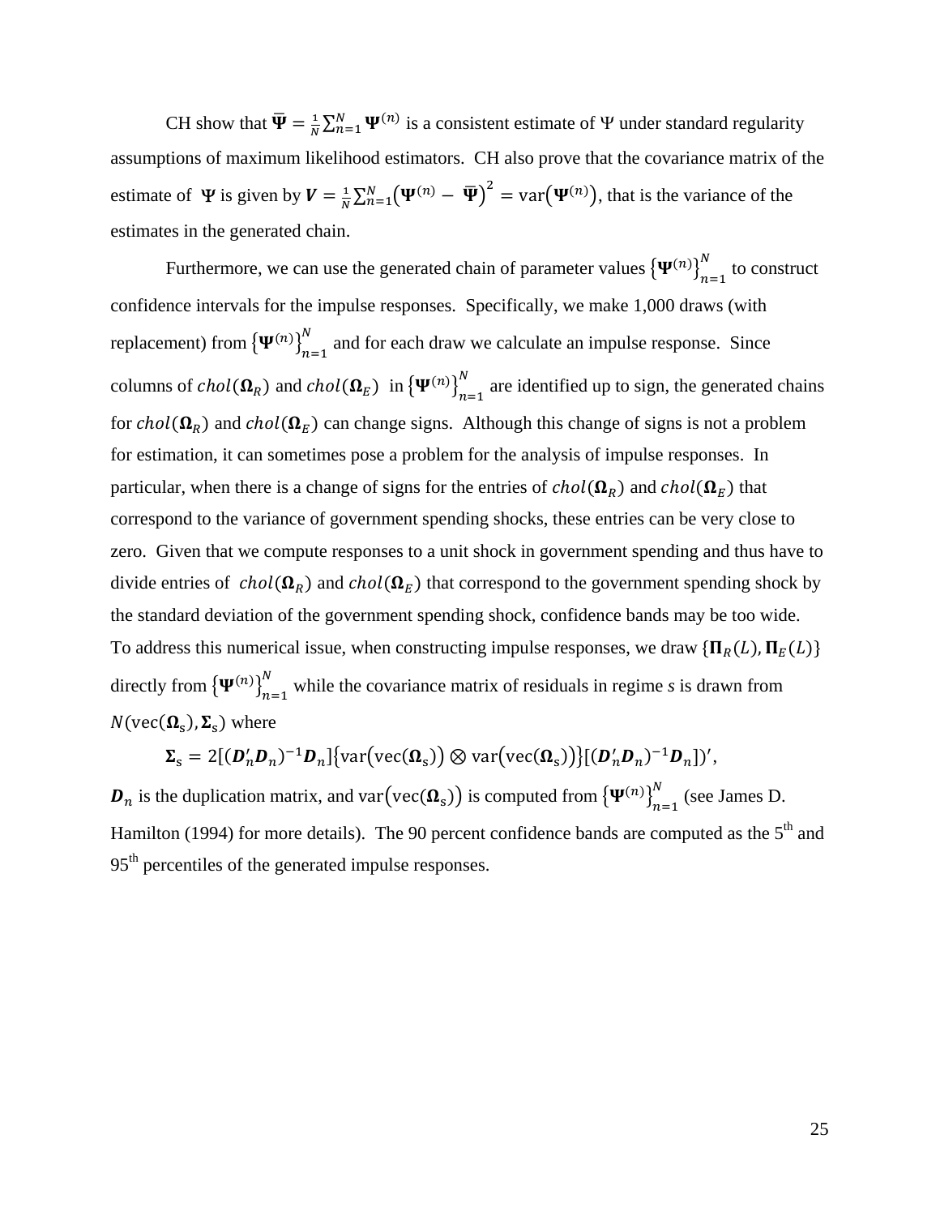CH show that $\bar{\mathbf{\Psi}} = \frac{1}{N}\sum_{n=1}^{N}\mathbf{\Psi}^{(n)}$ is a consistent estimate of $\Psi$ under standard regularity assumptions of maximum likelihood estimators. CH also prove that the covariance matrix of the estimate of $\mathbf{\Psi}$ is given by $\boldsymbol{V} = \frac{1}{N}\sum_{n=1}^{N}\left(\mathbf{\Psi}^{(n)} - \bar{\mathbf{\Psi}}\right)^2 = \text{var}\left(\mathbf{\Psi}^{(n)}\right)$, that is the variance of the estimates in the generated chain.

Furthermore, we can use the generated chain of parameter values $\left\{\mathbf{\Psi}^{(n)}\right\}_{n=1}^{N}$ to construct confidence intervals for the impulse responses. Specifically, we make 1,000 draws (with replacement) from $\left\{\mathbf{\Psi}^{(n)}\right\}_{n=1}^{N}$ and for each draw we calculate an impulse response. Since columns of $chol(\mathbf{\Omega}_R)$ and $chol(\mathbf{\Omega}_E)$ in $\left\{\mathbf{\Psi}^{(n)}\right\}_{n=1}^{N}$ are identified up to sign, the generated chains for $chol(\mathbf{\Omega}_R)$ and $chol(\mathbf{\Omega}_E)$ can change signs. Although this change of signs is not a problem for estimation, it can sometimes pose a problem for the analysis of impulse responses. In particular, when there is a change of signs for the entries of $chol(\mathbf{\Omega}_R)$ and $chol(\mathbf{\Omega}_E)$ that correspond to the variance of government spending shocks, these entries can be very close to zero. Given that we compute responses to a unit shock in government spending and thus have to divide entries of $chol(\mathbf{\Omega}_R)$ and $chol(\mathbf{\Omega}_E)$ that correspond to the government spending shock by the standard deviation of the government spending shock, confidence bands may be too wide. To address this numerical issue, when constructing impulse responses, we draw $\{\mathbf{\Pi}_R(L), \mathbf{\Pi}_E(L)\}$ directly from $\left\{\mathbf{\Psi}^{(n)}\right\}_{n=1}^{N}$ while the covariance matrix of residuals in regime *s* is drawn from $N(\text{vec}(\mathbf{\Omega}_\text{s}), \mathbf{\Sigma}_\text{s})$ where

$$\mathbf{\Sigma}_\text{s} = 2[(\boldsymbol{D}_n'\boldsymbol{D}_n)^{-1}\boldsymbol{D}_n]\left\{\text{var}\left(\text{vec}(\mathbf{\Omega}_\text{s})\right) \otimes \text{var}\left(\text{vec}(\mathbf{\Omega}_\text{s})\right)\right\}[(\boldsymbol{D}_n'\boldsymbol{D}_n)^{-1}\boldsymbol{D}_n])',$$

$\boldsymbol{D}_n$ is the duplication matrix, and $\text{var}\left(\text{vec}(\mathbf{\Omega}_\text{s})\right)$ is computed from $\left\{\mathbf{\Psi}^{(n)}\right\}_{n=1}^{N}$ (see James D. Hamilton (1994) for more details). The 90 percent confidence bands are computed as the 5th and 95th percentiles of the generated impulse responses.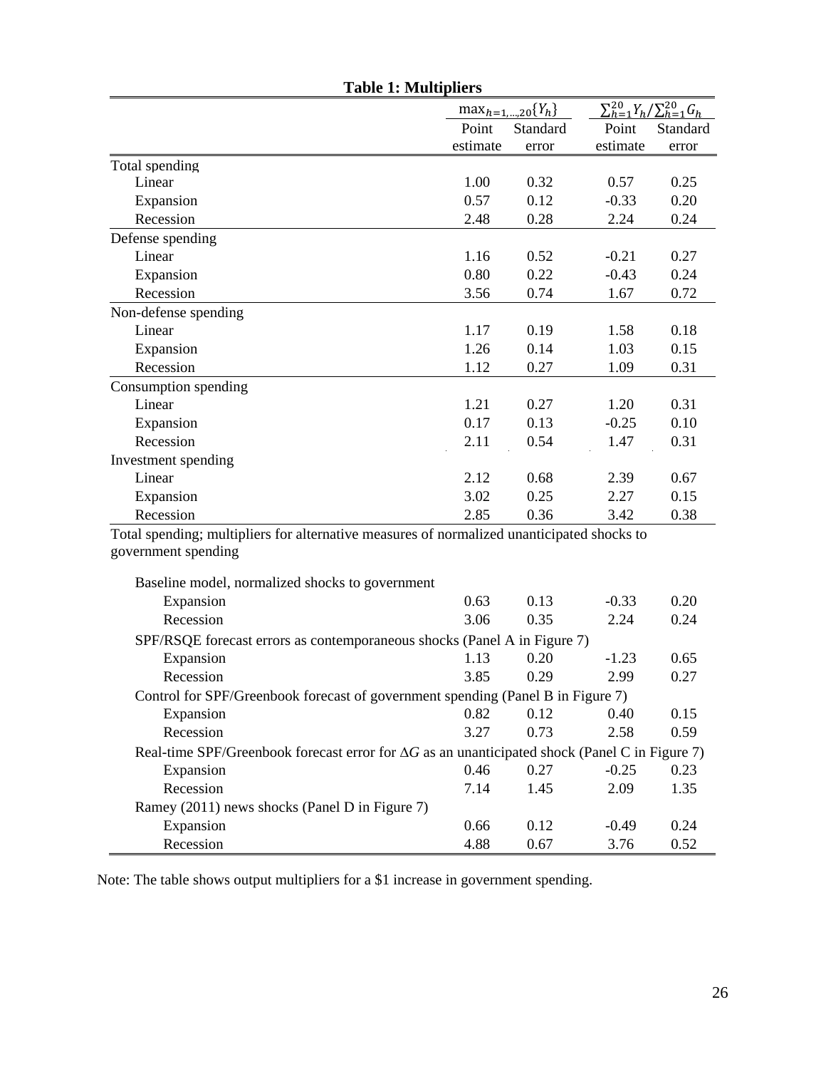**Table 1: Multipliers**

| | $\max_{h=1,\ldots,20}\{Y_h\}$ | | $\sum_{h=1}^{20} Y_h / \sum_{h=1}^{20} G_h$ | |
|---|---|---|---|---|
| | Point estimate | Standard error | Point estimate | Standard error |
| **Total spending** | | | | |
| Linear | 1.00 | 0.32 | 0.57 | 0.25 |
| Expansion | 0.57 | 0.12 | -0.33 | 0.20 |
| Recession | 2.48 | 0.28 | 2.24 | 0.24 |
| **Defense spending** | | | | |
| Linear | 1.16 | 0.52 | -0.21 | 0.27 |
| Expansion | 0.80 | 0.22 | -0.43 | 0.24 |
| Recession | 3.56 | 0.74 | 1.67 | 0.72 |
| **Non-defense spending** | | | | |
| Linear | 1.17 | 0.19 | 1.58 | 0.18 |
| Expansion | 1.26 | 0.14 | 1.03 | 0.15 |
| Recession | 1.12 | 0.27 | 1.09 | 0.31 |
| **Consumption spending** | | | | |
| Linear | 1.21 | 0.27 | 1.20 | 0.31 |
| Expansion | 0.17 | 0.13 | -0.25 | 0.10 |
| Recession | 2.11 | 0.54 | 1.47 | 0.31 |
| **Investment spending** | | | | |
| Linear | 2.12 | 0.68 | 2.39 | 0.67 |
| Expansion | 3.02 | 0.25 | 2.27 | 0.15 |
| Recession | 2.85 | 0.36 | 3.42 | 0.38 |
| **Total spending; multipliers for alternative measures of normalized unanticipated shocks to government spending** | | | | |
| Baseline model, normalized shocks to government | | | | |
| Expansion | 0.63 | 0.13 | -0.33 | 0.20 |
| Recession | 3.06 | 0.35 | 2.24 | 0.24 |
| SPF/RSQE forecast errors as contemporaneous shocks (Panel A in Figure 7) | | | | |
| Expansion | 1.13 | 0.20 | -1.23 | 0.65 |
| Recession | 3.85 | 0.29 | 2.99 | 0.27 |
| Control for SPF/Greenbook forecast of government spending (Panel B in Figure 7) | | | | |
| Expansion | 0.82 | 0.12 | 0.40 | 0.15 |
| Recession | 3.27 | 0.73 | 2.58 | 0.59 |
| Real-time SPF/Greenbook forecast error for $\Delta G$ as an unanticipated shock (Panel C in Figure 7) | | | | |
| Expansion | 0.46 | 0.27 | -0.25 | 0.23 |
| Recession | 7.14 | 1.45 | 2.09 | 1.35 |
| Ramey (2011) news shocks (Panel D in Figure 7) | | | | |
| Expansion | 0.66 | 0.12 | -0.49 | 0.24 |
| Recession | 4.88 | 0.67 | 3.76 | 0.52 |

Note: The table shows output multipliers for a $1 increase in government spending.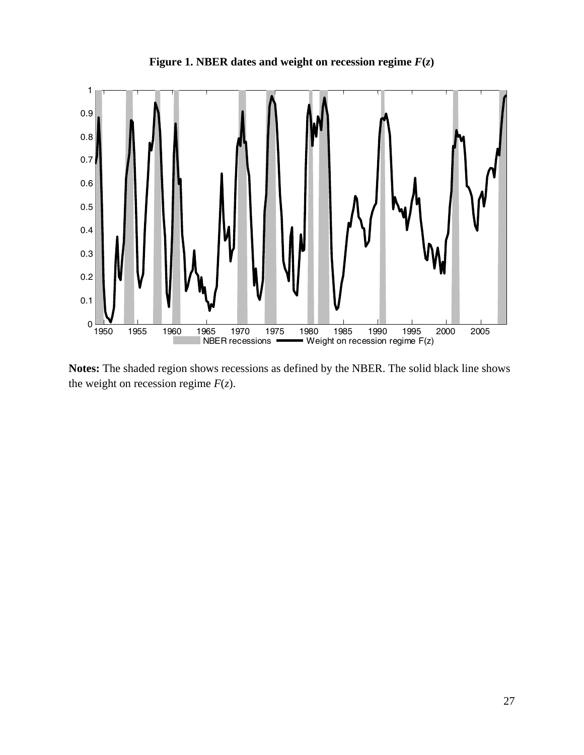**Figure 1. NBER dates and weight on recession regime $F(z)$**

**Notes:** The shaded region shows recessions as defined by the NBER. The solid black line shows the weight on recession regime $F(z)$.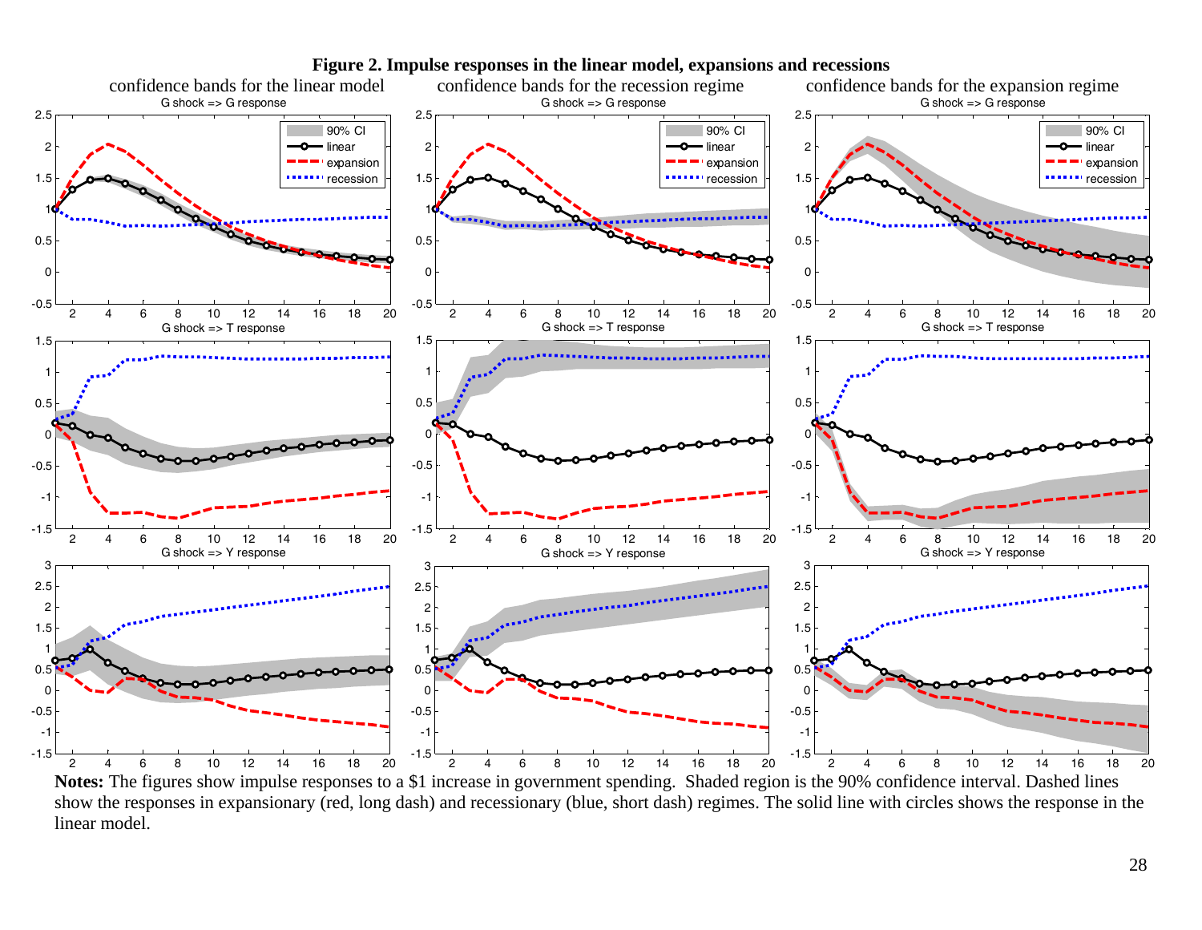**Figure 2. Impulse responses in the linear model, expansions and recessions**

**Notes:** The figures show impulse responses to a $1 increase in government spending. Shaded region is the 90% confidence interval. Dashed lines show the responses in expansionary (red, long dash) and recessionary (blue, short dash) regimes. The solid line with circles shows the response in the linear model.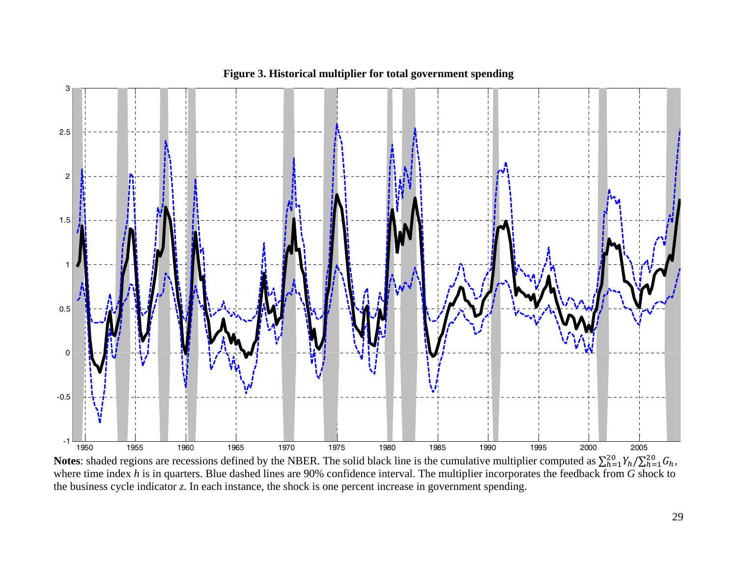**Figure 3. Historical multiplier for total government spending**

**Notes**: shaded regions are recessions defined by the NBER. The solid black line is the cumulative multiplier computed as $\sum_{h=1}^{20} Y_h / \sum_{h=1}^{20} G_h$, where time index $h$ is in quarters. Blue dashed lines are 90% confidence interval. The multiplier incorporates the feedback from $G$ shock to the business cycle indicator $z$. In each instance, the shock is one percent increase in government spending.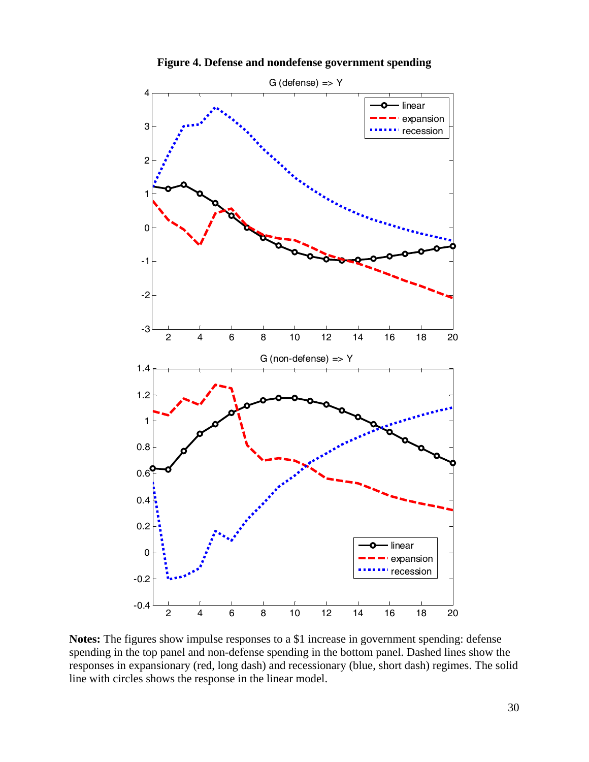**Figure 4. Defense and nondefense government spending**

**Notes:** The figures show impulse responses to a $1 increase in government spending: defense spending in the top panel and non-defense spending in the bottom panel. Dashed lines show the responses in expansionary (red, long dash) and recessionary (blue, short dash) regimes. The solid line with circles shows the response in the linear model.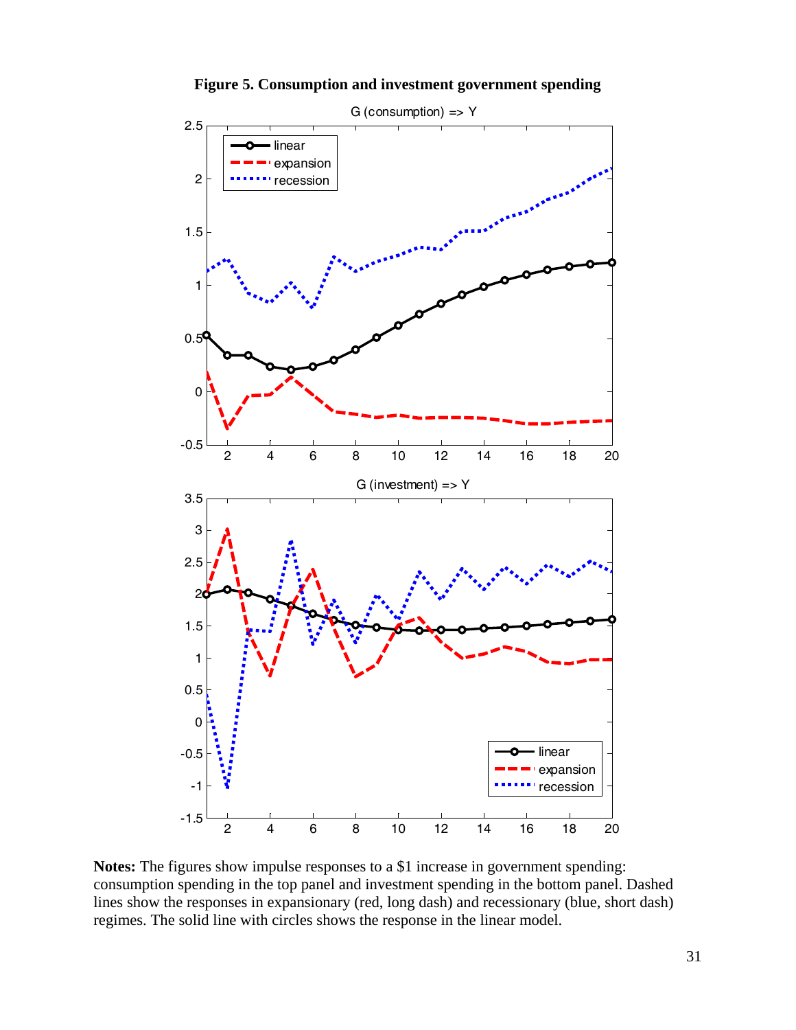**Figure 5. Consumption and investment government spending**

**Notes:** The figures show impulse responses to a $1 increase in government spending: consumption spending in the top panel and investment spending in the bottom panel. Dashed lines show the responses in expansionary (red, long dash) and recessionary (blue, short dash) regimes. The solid line with circles shows the response in the linear model.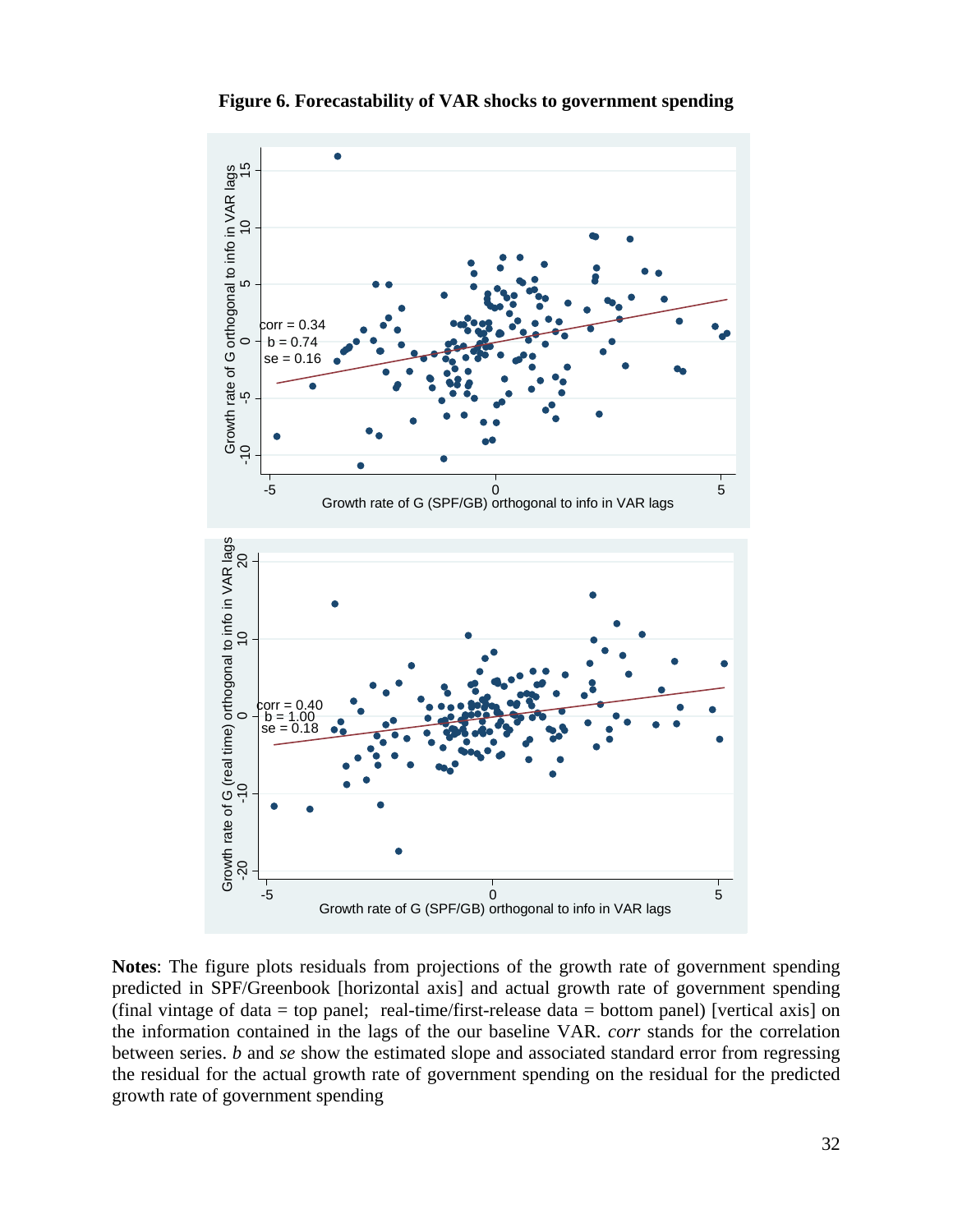**Figure 6. Forecastability of VAR shocks to government spending**

**Notes**: The figure plots residuals from projections of the growth rate of government spending predicted in SPF/Greenbook [horizontal axis] and actual growth rate of government spending (final vintage of data = top panel; real-time/first-release data = bottom panel) [vertical axis] on the information contained in the lags of the our baseline VAR. *corr* stands for the correlation between series. *b* and *se* show the estimated slope and associated standard error from regressing the residual for the actual growth rate of government spending on the residual for the predicted growth rate of government spending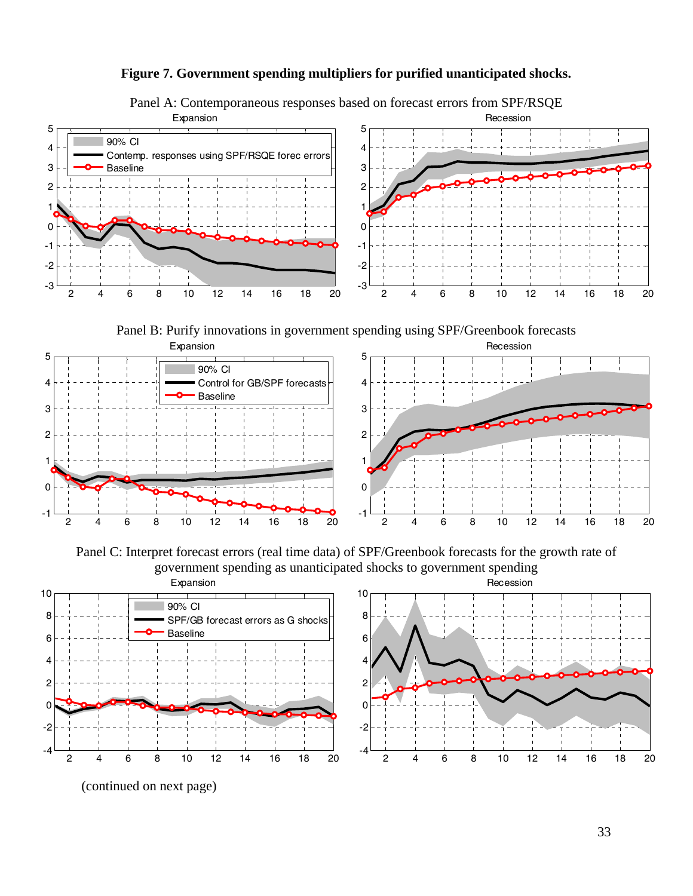**Figure 7. Government spending multipliers for purified unanticipated shocks.**

Panel A: Contemporaneous responses based on forecast errors from SPF/RSQE

Panel B: Purify innovations in government spending using SPF/Greenbook forecasts

Panel C: Interpret forecast errors (real time data) of SPF/Greenbook forecasts for the growth rate of government spending as unanticipated shocks to government spending

(continued on next page)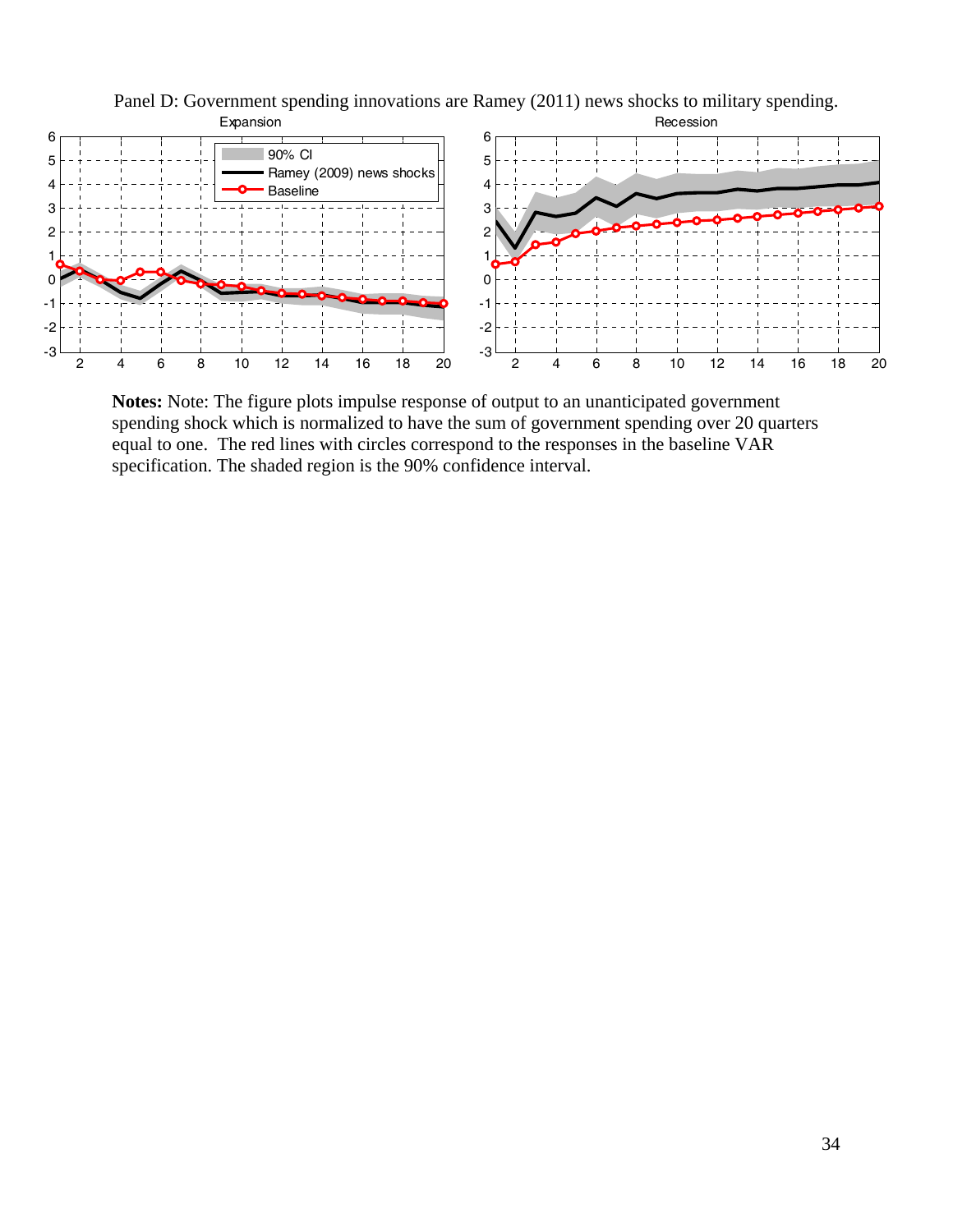Panel D: Government spending innovations are Ramey (2011) news shocks to military spending.

**Notes:** Note: The figure plots impulse response of output to an unanticipated government spending shock which is normalized to have the sum of government spending over 20 quarters equal to one. The red lines with circles correspond to the responses in the baseline VAR specification. The shaded region is the 90% confidence interval.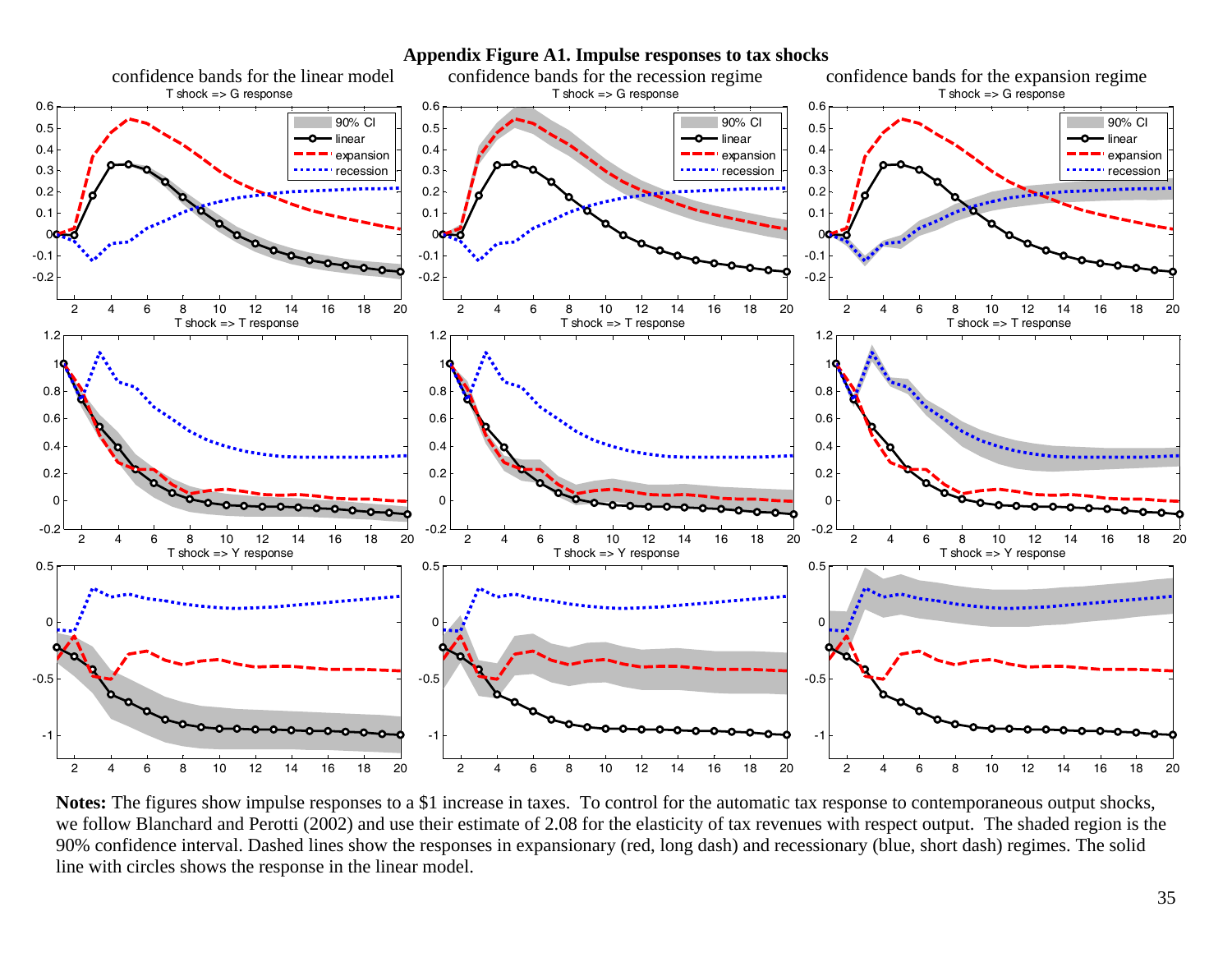**Appendix Figure A1. Impulse responses to tax shocks**

**Notes:** The figures show impulse responses to a $1 increase in taxes. To control for the automatic tax response to contemporaneous output shocks, we follow Blanchard and Perotti (2002) and use their estimate of 2.08 for the elasticity of tax revenues with respect output. The shaded region is the 90% confidence interval. Dashed lines show the responses in expansionary (red, long dash) and recessionary (blue, short dash) regimes. The solid line with circles shows the response in the linear model.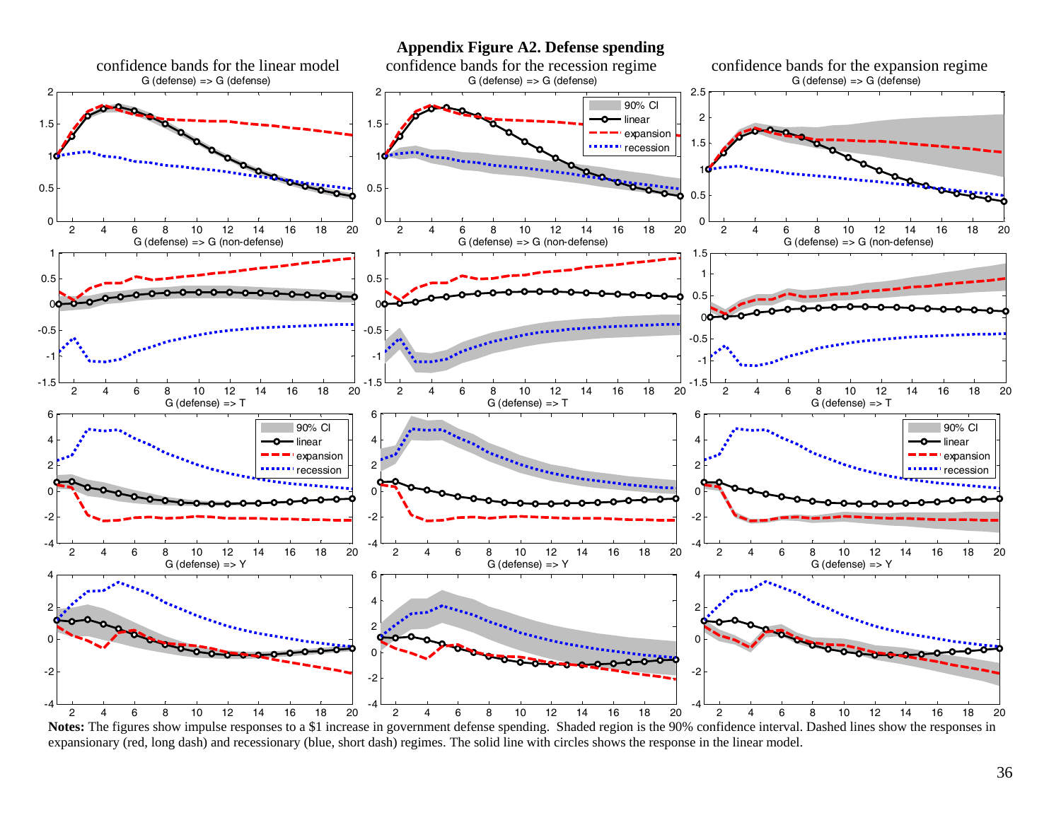**Appendix Figure A2. Defense spending**

**Notes:** The figures show impulse responses to a $1 increase in government defense spending. Shaded region is the 90% confidence interval. Dashed lines show the responses in expansionary (red, long dash) and recessionary (blue, short dash) regimes. The solid line with circles shows the response in the linear model.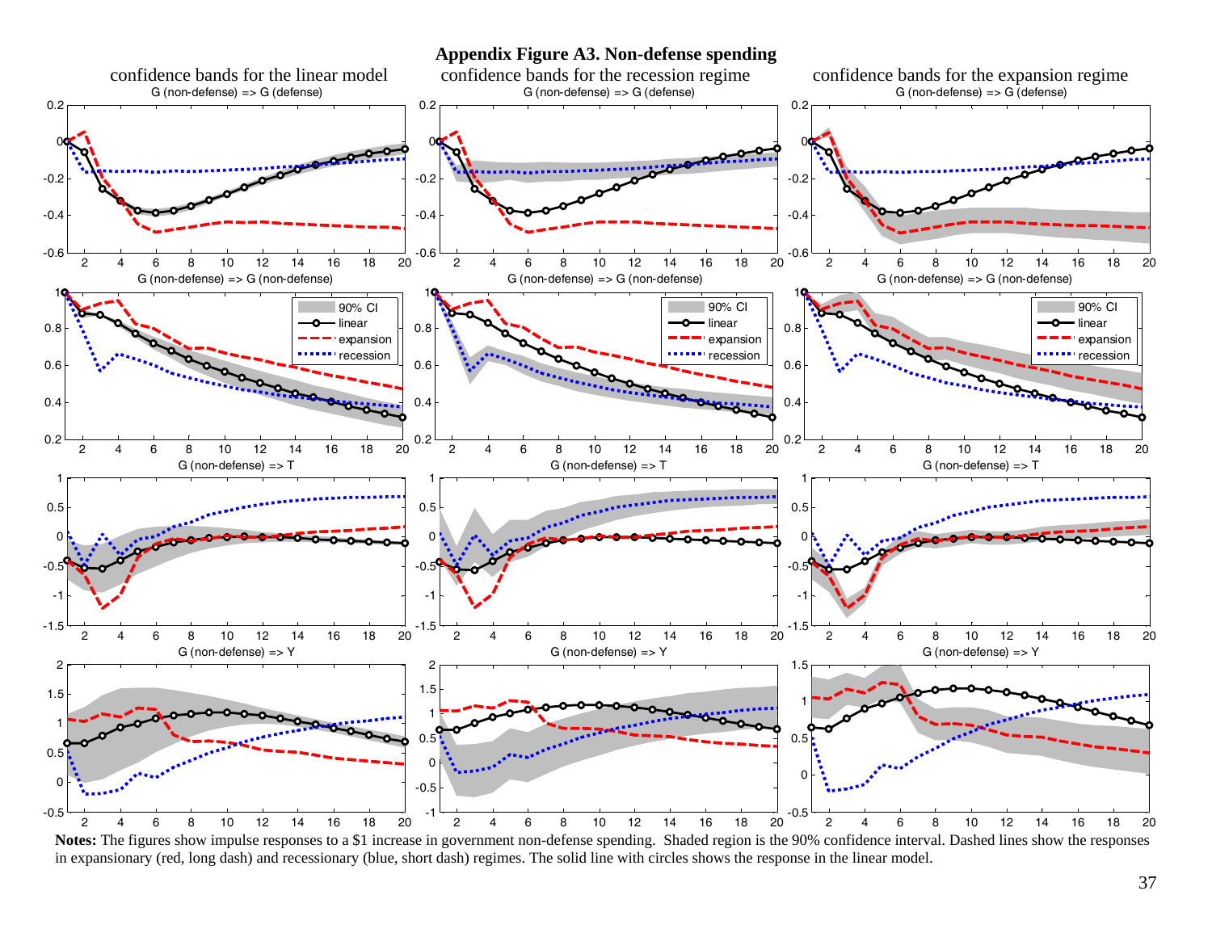**Appendix Figure A3. Non-defense spending**

**Notes:** The figures show impulse responses to a $1 increase in government non-defense spending. Shaded region is the 90% confidence interval. Dashed lines show the responses in expansionary (red, long dash) and recessionary (blue, short dash) regimes. The solid line with circles shows the response in the linear model.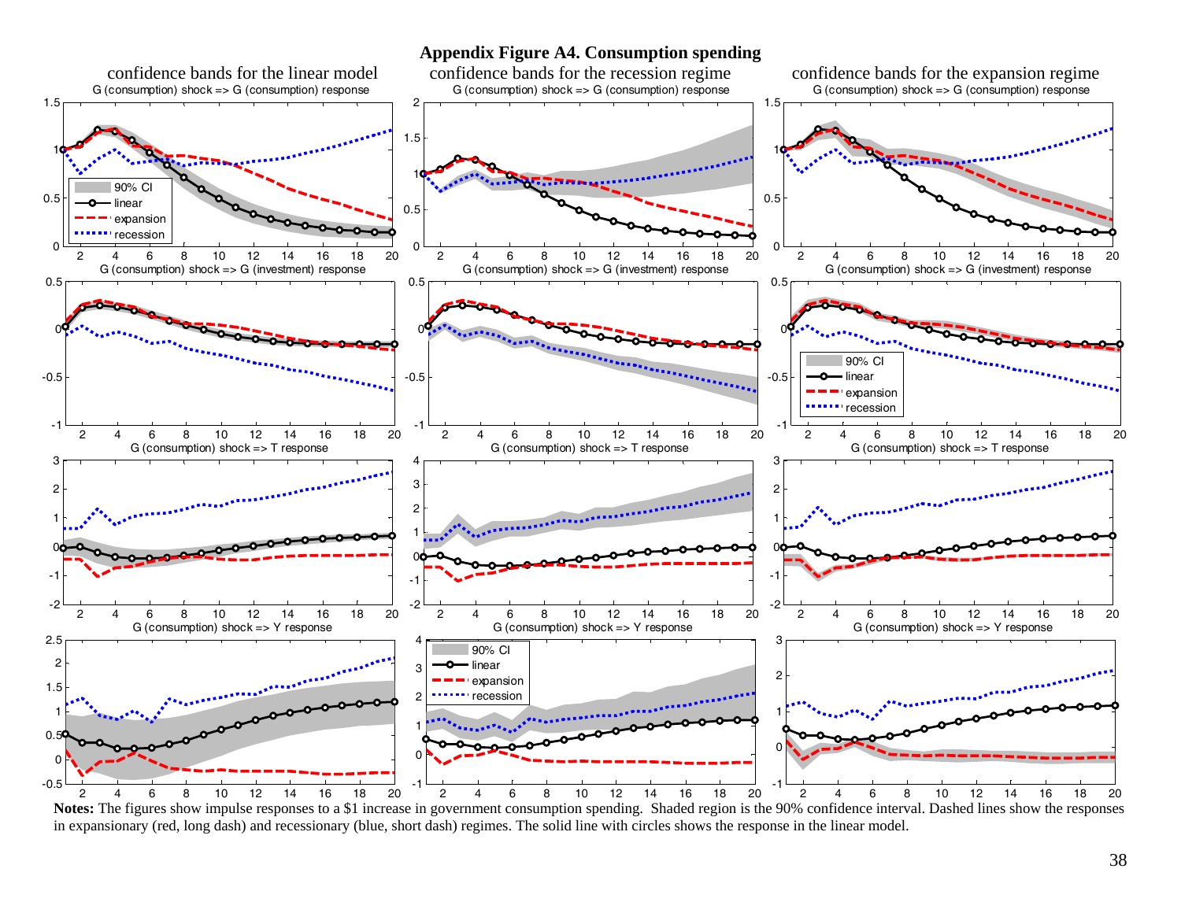**Appendix Figure A4. Consumption spending**

**Notes:** The figures show impulse responses to a $1 increase in government consumption spending. Shaded region is the 90% confidence interval. Dashed lines show the responses in expansionary (red, long dash) and recessionary (blue, short dash) regimes. The solid line with circles shows the response in the linear model.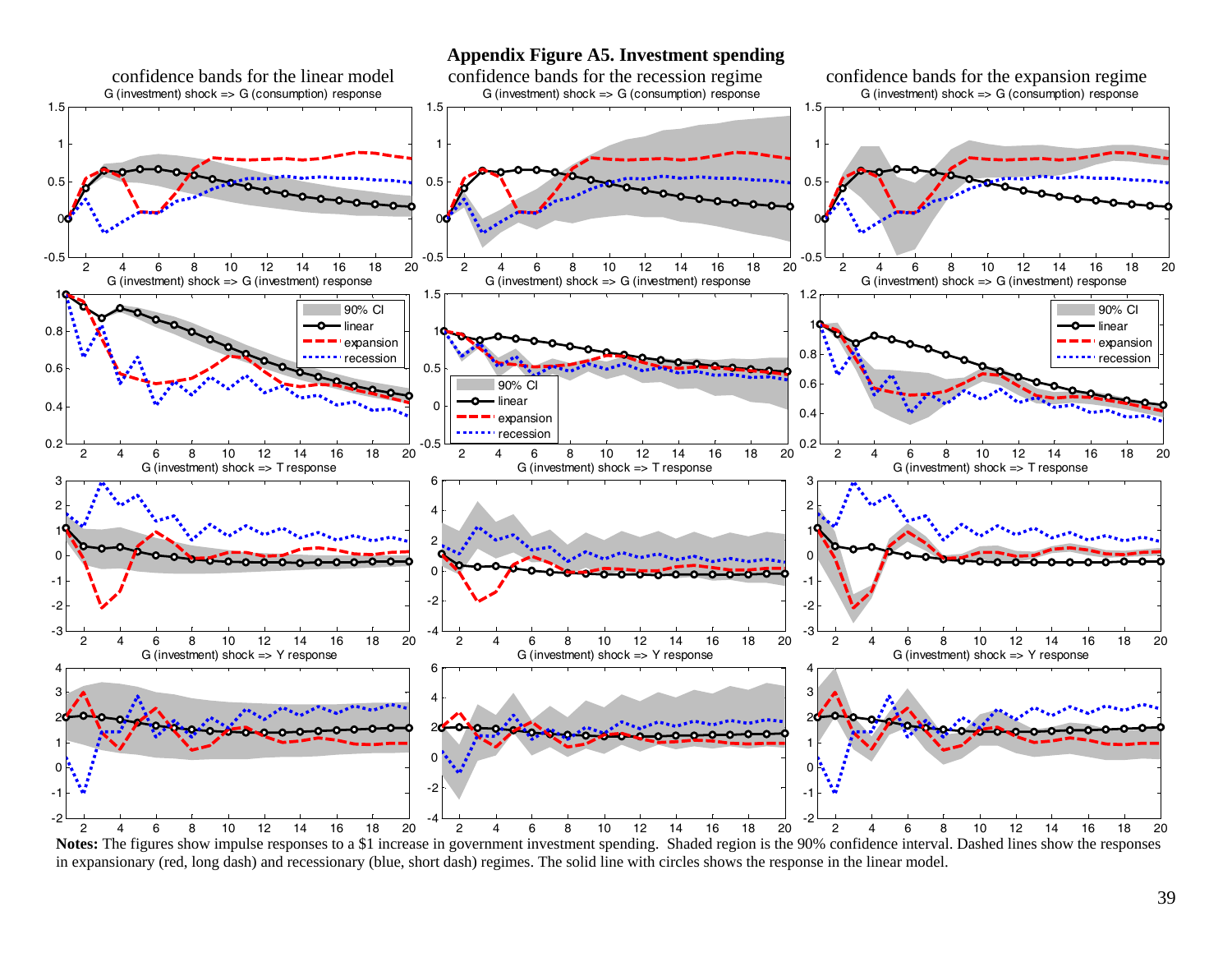**Appendix Figure A5. Investment spending**

confidence bands for the linear model

confidence bands for the recession regime

confidence bands for the expansion regime

G (investment) shock => G (consumption) response

G (investment) shock => G (investment) response

G (investment) shock => T response

G (investment) shock => Y response

90% CI

linear

expansion

recession

**Notes:** The figures show impulse responses to a $1 increase in government investment spending. Shaded region is the 90% confidence interval. Dashed lines show the responses in expansionary (red, long dash) and recessionary (blue, short dash) regimes. The solid line with circles shows the response in the linear model.